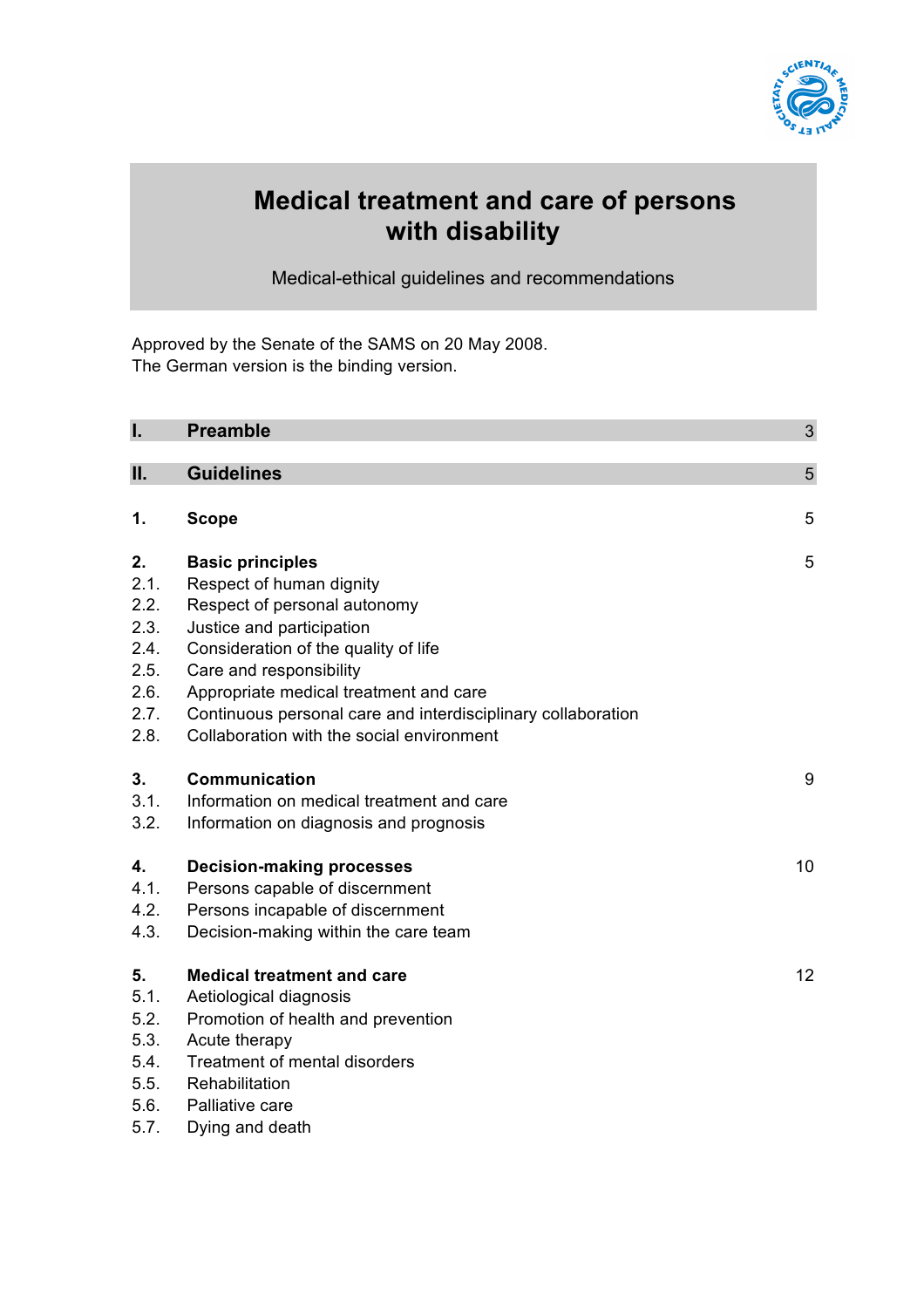# Medical treatment and care of persons with disability

Medical-ethical guidelines and recommendations

Approved by the Senate of the SAMS on 20 May 2008.
The German version is the binding version.

| | | |
|---|---|---|
| **I.** | **Preamble** | 3 |
| **II.** | **Guidelines** | 5 |
| **1.** | **Scope** | 5 |
| **2.** | **Basic principles** | 5 |
| 2.1. | Respect of human dignity | |
| 2.2. | Respect of personal autonomy | |
| 2.3. | Justice and participation | |
| 2.4. | Consideration of the quality of life | |
| 2.5. | Care and responsibility | |
| 2.6. | Appropriate medical treatment and care | |
| 2.7. | Continuous personal care and interdisciplinary collaboration | |
| 2.8. | Collaboration with the social environment | |
| **3.** | **Communication** | 9 |
| 3.1. | Information on medical treatment and care | |
| 3.2. | Information on diagnosis and prognosis | |
| **4.** | **Decision-making processes** | 10 |
| 4.1. | Persons capable of discernment | |
| 4.2. | Persons incapable of discernment | |
| 4.3. | Decision-making within the care team | |
| **5.** | **Medical treatment and care** | 12 |
| 5.1. | Aetiological diagnosis | |
| 5.2. | Promotion of health and prevention | |
| 5.3. | Acute therapy | |
| 5.4. | Treatment of mental disorders | |
| 5.5. | Rehabilitation | |
| 5.6. | Palliative care | |
| 5.7. | Dying and death | |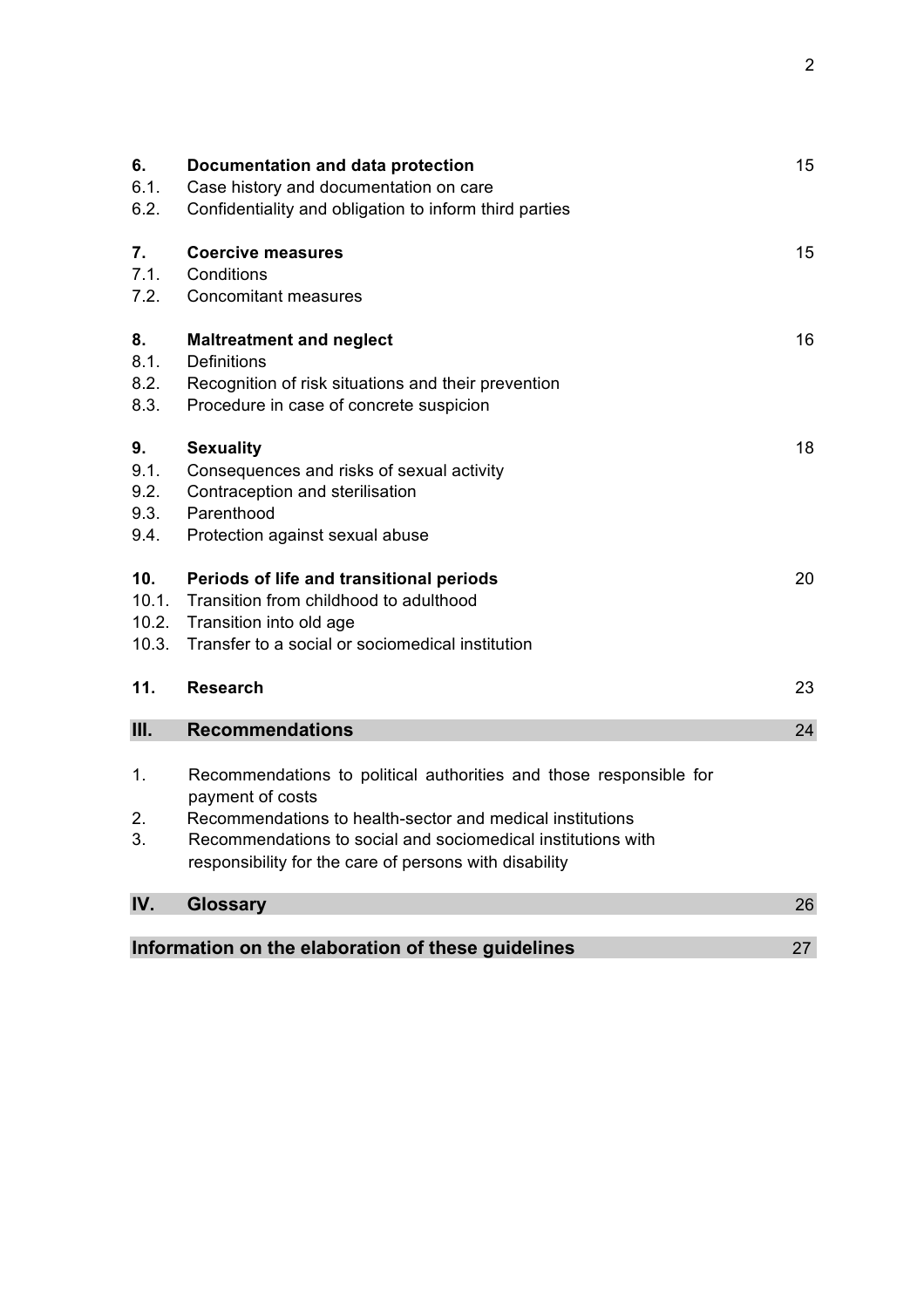| | | |
|---|---|---|
| **6.** | **Documentation and data protection** | 15 |
| 6.1. | Case history and documentation on care | |
| 6.2. | Confidentiality and obligation to inform third parties | |
| **7.** | **Coercive measures** | 15 |
| 7.1. | Conditions | |
| 7.2. | Concomitant measures | |
| **8.** | **Maltreatment and neglect** | 16 |
| 8.1. | Definitions | |
| 8.2. | Recognition of risk situations and their prevention | |
| 8.3. | Procedure in case of concrete suspicion | |
| **9.** | **Sexuality** | 18 |
| 9.1. | Consequences and risks of sexual activity | |
| 9.2. | Contraception and sterilisation | |
| 9.3. | Parenthood | |
| 9.4. | Protection against sexual abuse | |
| **10.** | **Periods of life and transitional periods** | 20 |
| 10.1. | Transition from childhood to adulthood | |
| 10.2. | Transition into old age | |
| 10.3. | Transfer to a social or sociomedical institution | |
| **11.** | **Research** | 23 |
| **III.** | **Recommendations** | 24 |
| 1. | Recommendations to political authorities and those responsible for payment of costs | |
| 2. | Recommendations to health-sector and medical institutions | |
| 3. | Recommendations to social and sociomedical institutions with responsibility for the care of persons with disability | |
| **IV.** | **Glossary** | 26 |
| | **Information on the elaboration of these guidelines** | 27 |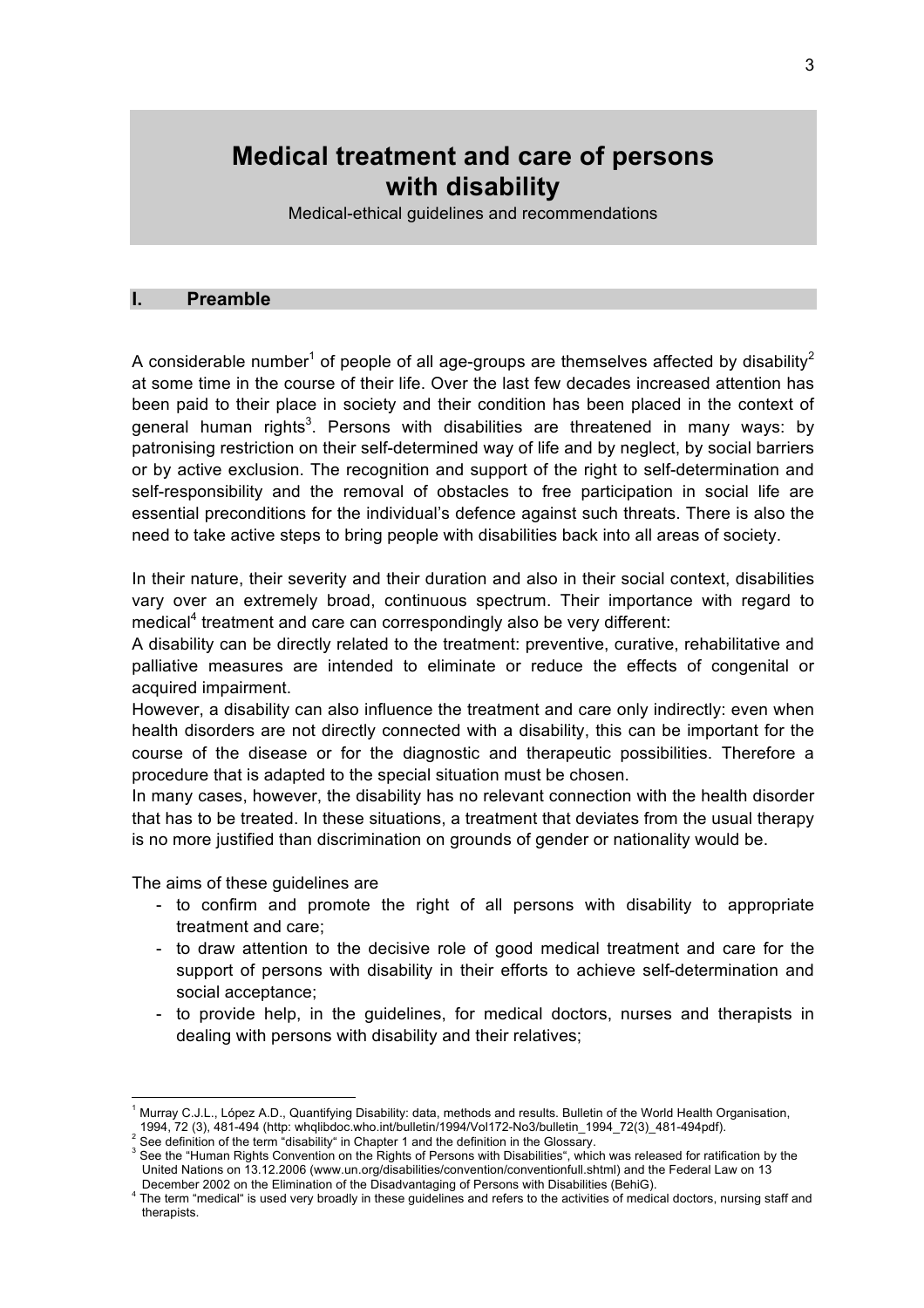# Medical treatment and care of persons with disability

Medical-ethical guidelines and recommendations

## I. Preamble

A considerable number[1] of people of all age-groups are themselves affected by disability[2] at some time in the course of their life. Over the last few decades increased attention has been paid to their place in society and their condition has been placed in the context of general human rights[3]. Persons with disabilities are threatened in many ways: by patronising restriction on their self-determined way of life and by neglect, by social barriers or by active exclusion. The recognition and support of the right to self-determination and self-responsibility and the removal of obstacles to free participation in social life are essential preconditions for the individual's defence against such threats. There is also the need to take active steps to bring people with disabilities back into all areas of society.

In their nature, their severity and their duration and also in their social context, disabilities vary over an extremely broad, continuous spectrum. Their importance with regard to medical[4] treatment and care can correspondingly also be very different:

A disability can be directly related to the treatment: preventive, curative, rehabilitative and palliative measures are intended to eliminate or reduce the effects of congenital or acquired impairment.

However, a disability can also influence the treatment and care only indirectly: even when health disorders are not directly connected with a disability, this can be important for the course of the disease or for the diagnostic and therapeutic possibilities. Therefore a procedure that is adapted to the special situation must be chosen.

In many cases, however, the disability has no relevant connection with the health disorder that has to be treated. In these situations, a treatment that deviates from the usual therapy is no more justified than discrimination on grounds of gender or nationality would be.

The aims of these guidelines are

- to confirm and promote the right of all persons with disability to appropriate treatment and care;
- to draw attention to the decisive role of good medical treatment and care for the support of persons with disability in their efforts to achieve self-determination and social acceptance;
- to provide help, in the guidelines, for medical doctors, nurses and therapists in dealing with persons with disability and their relatives;

---

[1] Murray C.J.L., López A.D., Quantifying Disability: data, methods and results. Bulletin of the World Health Organisation, 1994, 72 (3), 481-494 (http: whqlibdoc.who.int/bulletin/1994/Vol172-No3/bulletin_1994_72(3)_481-494pdf).

[2] See definition of the term "disability" in Chapter 1 and the definition in the Glossary.

[3] See the "Human Rights Convention on the Rights of Persons with Disabilities", which was released for ratification by the United Nations on 13.12.2006 (www.un.org/disabilities/convention/conventionfull.shtml) and the Federal Law on 13 December 2002 on the Elimination of the Disadvantaging of Persons with Disabilities (BehiG).

[4] The term "medical" is used very broadly in these guidelines and refers to the activities of medical doctors, nursing staff and therapists.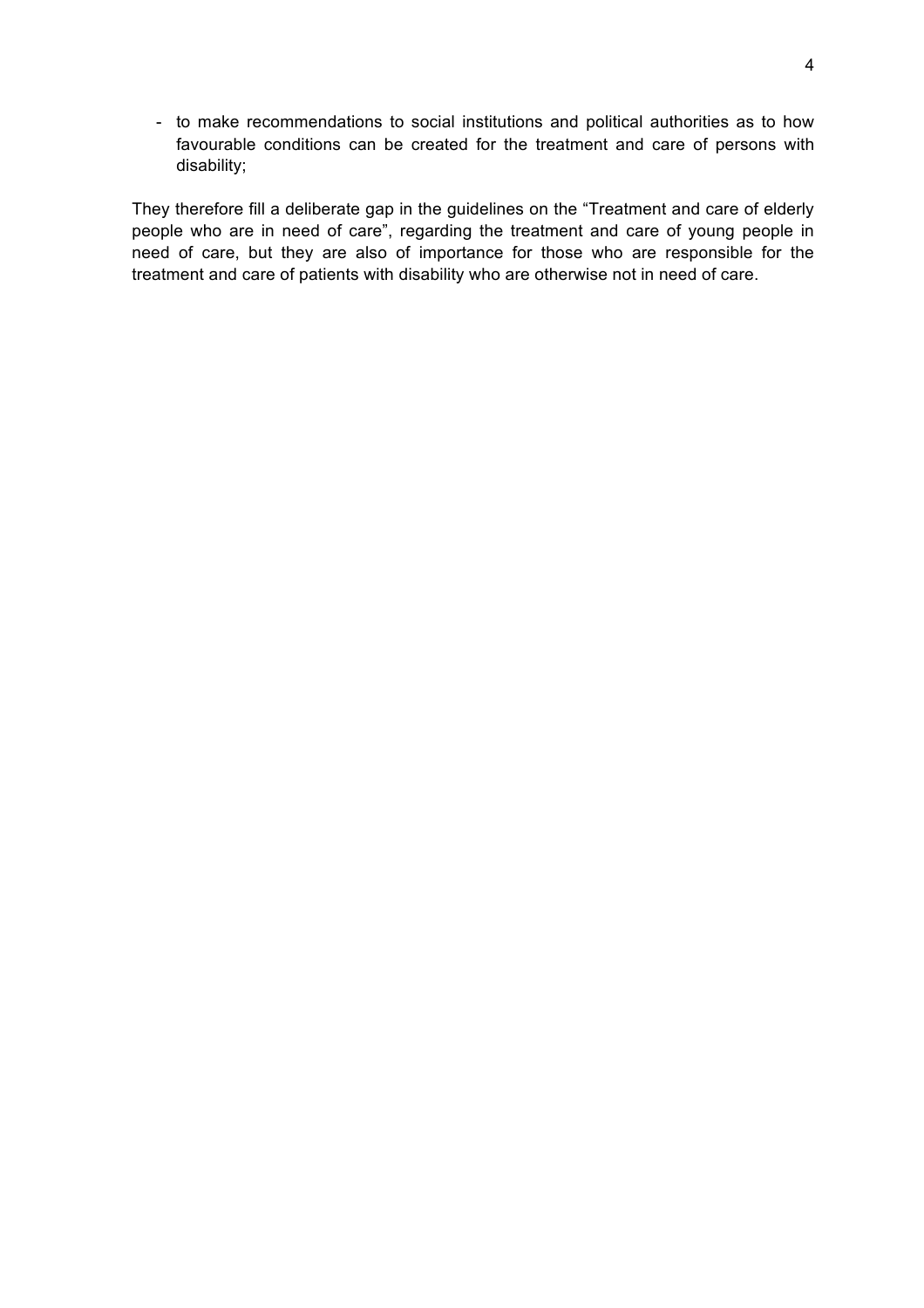- to make recommendations to social institutions and political authorities as to how favourable conditions can be created for the treatment and care of persons with disability;

They therefore fill a deliberate gap in the guidelines on the "Treatment and care of elderly people who are in need of care", regarding the treatment and care of young people in need of care, but they are also of importance for those who are responsible for the treatment and care of patients with disability who are otherwise not in need of care.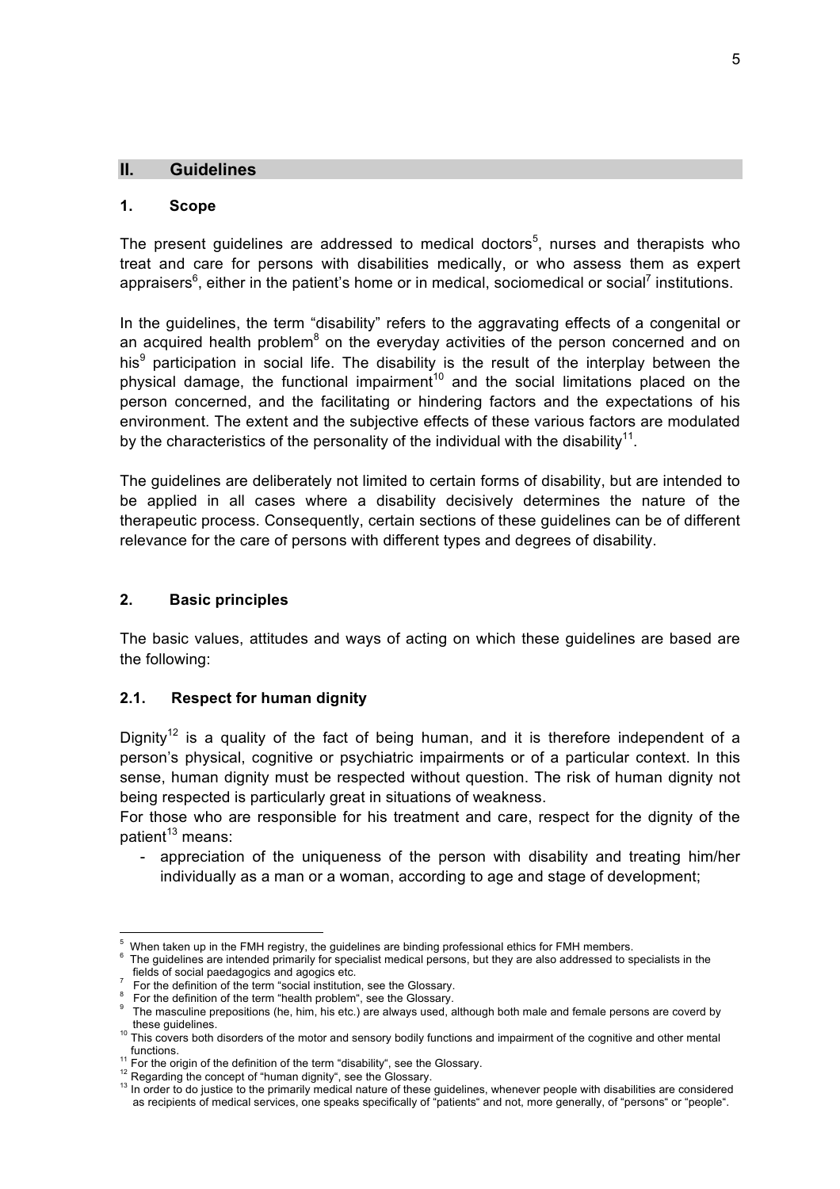## II. Guidelines

### 1. Scope

The present guidelines are addressed to medical doctors[5], nurses and therapists who treat and care for persons with disabilities medically, or who assess them as expert appraisers[6], either in the patient's home or in medical, sociomedical or social[7] institutions.

In the guidelines, the term "disability" refers to the aggravating effects of a congenital or an acquired health problem[8] on the everyday activities of the person concerned and on his[9] participation in social life. The disability is the result of the interplay between the physical damage, the functional impairment[10] and the social limitations placed on the person concerned, and the facilitating or hindering factors and the expectations of his environment. The extent and the subjective effects of these various factors are modulated by the characteristics of the personality of the individual with the disability[11].

The guidelines are deliberately not limited to certain forms of disability, but are intended to be applied in all cases where a disability decisively determines the nature of the therapeutic process. Consequently, certain sections of these guidelines can be of different relevance for the care of persons with different types and degrees of disability.

### 2. Basic principles

The basic values, attitudes and ways of acting on which these guidelines are based are the following:

#### 2.1. Respect for human dignity

Dignity[12] is a quality of the fact of being human, and it is therefore independent of a person's physical, cognitive or psychiatric impairments or of a particular context. In this sense, human dignity must be respected without question. The risk of human dignity not being respected is particularly great in situations of weakness.

For those who are responsible for his treatment and care, respect for the dignity of the patient[13] means:

- appreciation of the uniqueness of the person with disability and treating him/her individually as a man or a woman, according to age and stage of development;

---

[5] When taken up in the FMH registry, the guidelines are binding professional ethics for FMH members.

[6] The guidelines are intended primarily for specialist medical persons, but they are also addressed to specialists in the fields of social paedagogics and agogics etc.

[7] For the definition of the term "social institution, see the Glossary.

[8] For the definition of the term "health problem", see the Glossary.

[9] The masculine prepositions (he, him, his etc.) are always used, although both male and female persons are coverd by these guidelines.

[10] This covers both disorders of the motor and sensory bodily functions and impairment of the cognitive and other mental functions.

[11] For the origin of the definition of the term "disability", see the Glossary.

[12] Regarding the concept of "human dignity", see the Glossary.

[13] In order to do justice to the primarily medical nature of these guidelines, whenever people with disabilities are considered as recipients of medical services, one speaks specifically of "patients" and not, more generally, of "persons" or "people".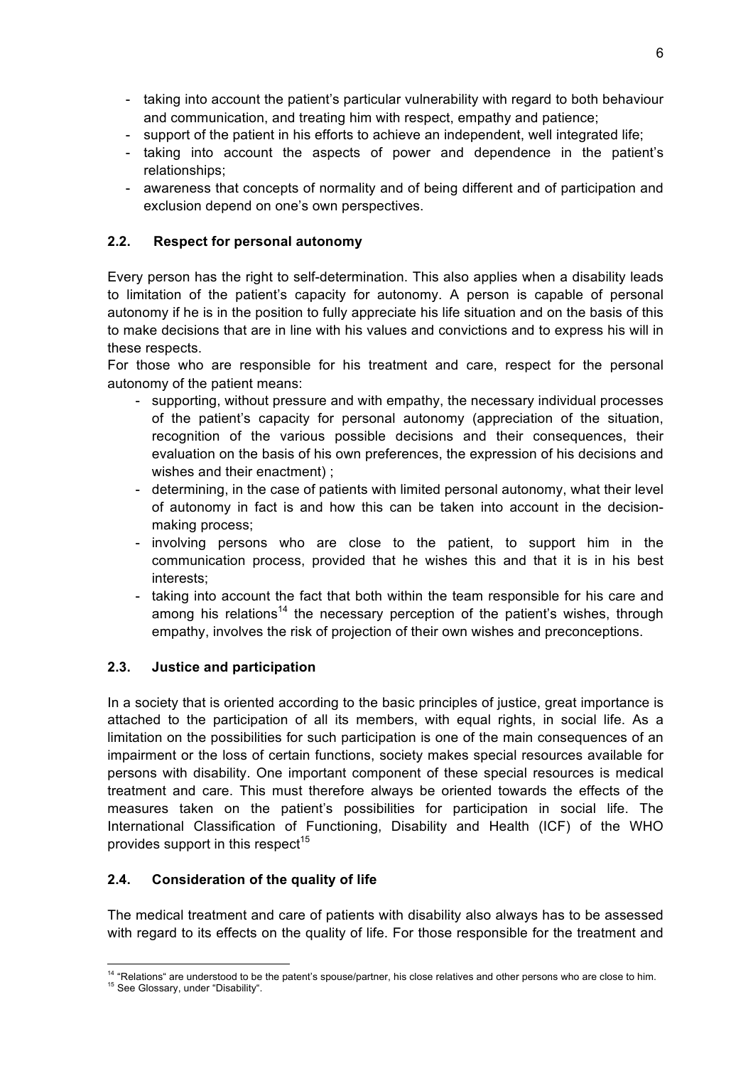- taking into account the patient's particular vulnerability with regard to both behaviour and communication, and treating him with respect, empathy and patience;
- support of the patient in his efforts to achieve an independent, well integrated life;
- taking into account the aspects of power and dependence in the patient's relationships;
- awareness that concepts of normality and of being different and of participation and exclusion depend on one's own perspectives.

### 2.2. Respect for personal autonomy

Every person has the right to self-determination. This also applies when a disability leads to limitation of the patient's capacity for autonomy. A person is capable of personal autonomy if he is in the position to fully appreciate his life situation and on the basis of this to make decisions that are in line with his values and convictions and to express his will in these respects.

For those who are responsible for his treatment and care, respect for the personal autonomy of the patient means:

- supporting, without pressure and with empathy, the necessary individual processes of the patient's capacity for personal autonomy (appreciation of the situation, recognition of the various possible decisions and their consequences, their evaluation on the basis of his own preferences, the expression of his decisions and wishes and their enactment) ;
- determining, in the case of patients with limited personal autonomy, what their level of autonomy in fact is and how this can be taken into account in the decision-making process;
- involving persons who are close to the patient, to support him in the communication process, provided that he wishes this and that it is in his best interests;
- taking into account the fact that both within the team responsible for his care and among his relations[14] the necessary perception of the patient's wishes, through empathy, involves the risk of projection of their own wishes and preconceptions.

### 2.3. Justice and participation

In a society that is oriented according to the basic principles of justice, great importance is attached to the participation of all its members, with equal rights, in social life. As a limitation on the possibilities for such participation is one of the main consequences of an impairment or the loss of certain functions, society makes special resources available for persons with disability. One important component of these special resources is medical treatment and care. This must therefore always be oriented towards the effects of the measures taken on the patient's possibilities for participation in social life. The International Classification of Functioning, Disability and Health (ICF) of the WHO provides support in this respect[15]

### 2.4. Consideration of the quality of life

The medical treatment and care of patients with disability also always has to be assessed with regard to its effects on the quality of life. For those responsible for the treatment and

---

[14] "Relations" are understood to be the patent's spouse/partner, his close relatives and other persons who are close to him.

[15] See Glossary, under "Disability".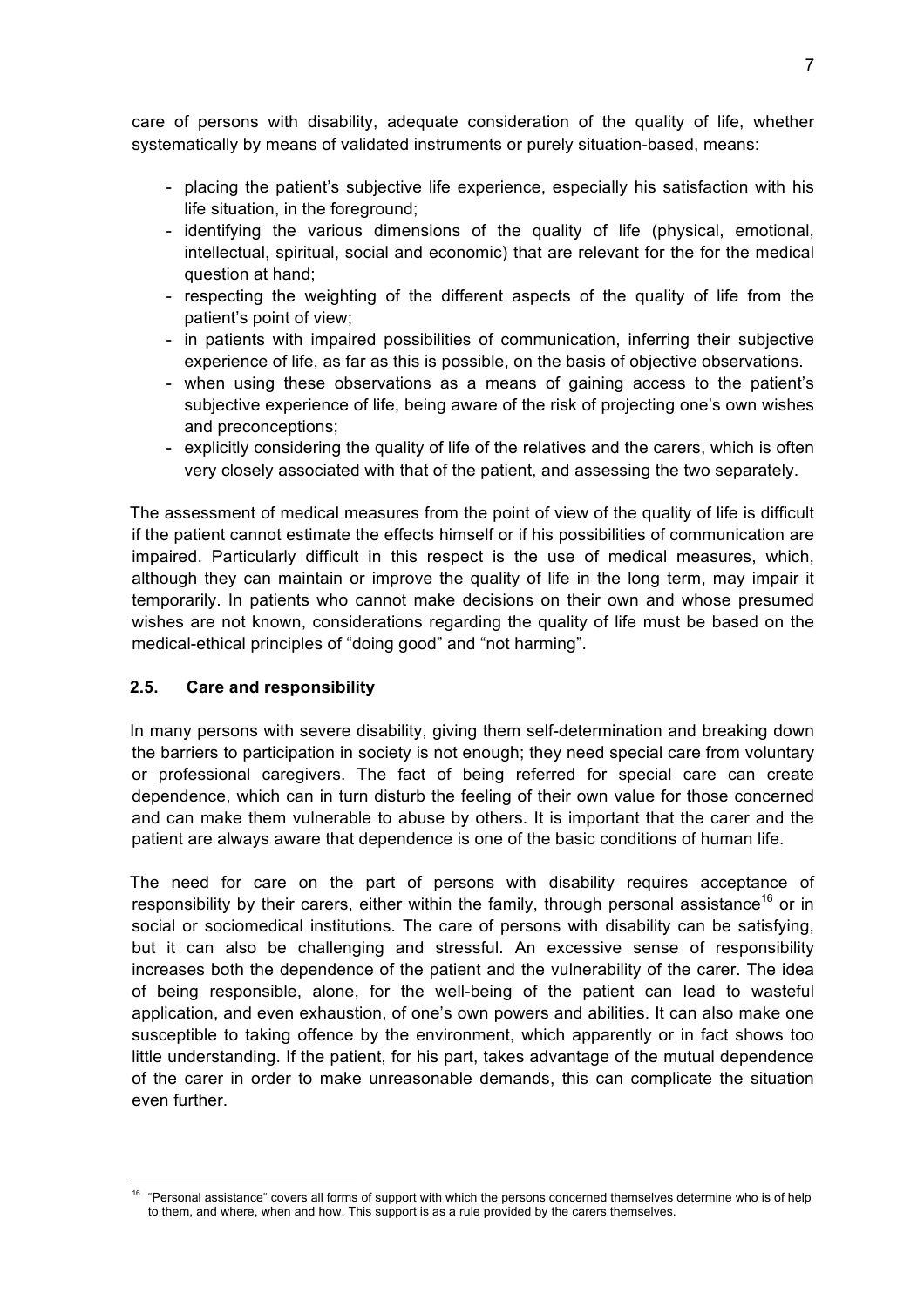care of persons with disability, adequate consideration of the quality of life, whether systematically by means of validated instruments or purely situation-based, means:

- placing the patient's subjective life experience, especially his satisfaction with his life situation, in the foreground;
- identifying the various dimensions of the quality of life (physical, emotional, intellectual, spiritual, social and economic) that are relevant for the for the medical question at hand;
- respecting the weighting of the different aspects of the quality of life from the patient's point of view;
- in patients with impaired possibilities of communication, inferring their subjective experience of life, as far as this is possible, on the basis of objective observations.
- when using these observations as a means of gaining access to the patient's subjective experience of life, being aware of the risk of projecting one's own wishes and preconceptions;
- explicitly considering the quality of life of the relatives and the carers, which is often very closely associated with that of the patient, and assessing the two separately.

The assessment of medical measures from the point of view of the quality of life is difficult if the patient cannot estimate the effects himself or if his possibilities of communication are impaired. Particularly difficult in this respect is the use of medical measures, which, although they can maintain or improve the quality of life in the long term, may impair it temporarily. In patients who cannot make decisions on their own and whose presumed wishes are not known, considerations regarding the quality of life must be based on the medical-ethical principles of "doing good" and "not harming".

### 2.5. Care and responsibility

In many persons with severe disability, giving them self-determination and breaking down the barriers to participation in society is not enough; they need special care from voluntary or professional caregivers. The fact of being referred for special care can create dependence, which can in turn disturb the feeling of their own value for those concerned and can make them vulnerable to abuse by others. It is important that the carer and the patient are always aware that dependence is one of the basic conditions of human life.

The need for care on the part of persons with disability requires acceptance of responsibility by their carers, either within the family, through personal assistance[16] or in social or sociomedical institutions. The care of persons with disability can be satisfying, but it can also be challenging and stressful. An excessive sense of responsibility increases both the dependence of the patient and the vulnerability of the carer. The idea of being responsible, alone, for the well-being of the patient can lead to wasteful application, and even exhaustion, of one's own powers and abilities. It can also make one susceptible to taking offence by the environment, which apparently or in fact shows too little understanding. If the patient, for his part, takes advantage of the mutual dependence of the carer in order to make unreasonable demands, this can complicate the situation even further.

[16] "Personal assistance" covers all forms of support with which the persons concerned themselves determine who is of help to them, and where, when and how. This support is as a rule provided by the carers themselves.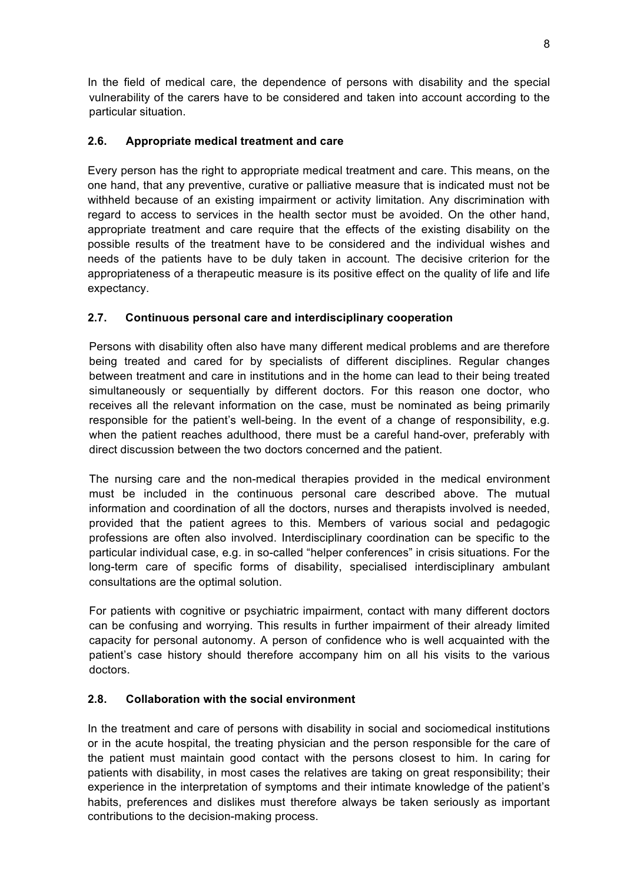In the field of medical care, the dependence of persons with disability and the special vulnerability of the carers have to be considered and taken into account according to the particular situation.

### 2.6. Appropriate medical treatment and care

Every person has the right to appropriate medical treatment and care. This means, on the one hand, that any preventive, curative or palliative measure that is indicated must not be withheld because of an existing impairment or activity limitation. Any discrimination with regard to access to services in the health sector must be avoided. On the other hand, appropriate treatment and care require that the effects of the existing disability on the possible results of the treatment have to be considered and the individual wishes and needs of the patients have to be duly taken in account. The decisive criterion for the appropriateness of a therapeutic measure is its positive effect on the quality of life and life expectancy.

### 2.7. Continuous personal care and interdisciplinary cooperation

Persons with disability often also have many different medical problems and are therefore being treated and cared for by specialists of different disciplines. Regular changes between treatment and care in institutions and in the home can lead to their being treated simultaneously or sequentially by different doctors. For this reason one doctor, who receives all the relevant information on the case, must be nominated as being primarily responsible for the patient's well-being. In the event of a change of responsibility, e.g. when the patient reaches adulthood, there must be a careful hand-over, preferably with direct discussion between the two doctors concerned and the patient.

The nursing care and the non-medical therapies provided in the medical environment must be included in the continuous personal care described above. The mutual information and coordination of all the doctors, nurses and therapists involved is needed, provided that the patient agrees to this. Members of various social and pedagogic professions are often also involved. Interdisciplinary coordination can be specific to the particular individual case, e.g. in so-called "helper conferences" in crisis situations. For the long-term care of specific forms of disability, specialised interdisciplinary ambulant consultations are the optimal solution.

For patients with cognitive or psychiatric impairment, contact with many different doctors can be confusing and worrying. This results in further impairment of their already limited capacity for personal autonomy. A person of confidence who is well acquainted with the patient's case history should therefore accompany him on all his visits to the various doctors.

### 2.8. Collaboration with the social environment

In the treatment and care of persons with disability in social and sociomedical institutions or in the acute hospital, the treating physician and the person responsible for the care of the patient must maintain good contact with the persons closest to him. In caring for patients with disability, in most cases the relatives are taking on great responsibility; their experience in the interpretation of symptoms and their intimate knowledge of the patient's habits, preferences and dislikes must therefore always be taken seriously as important contributions to the decision-making process.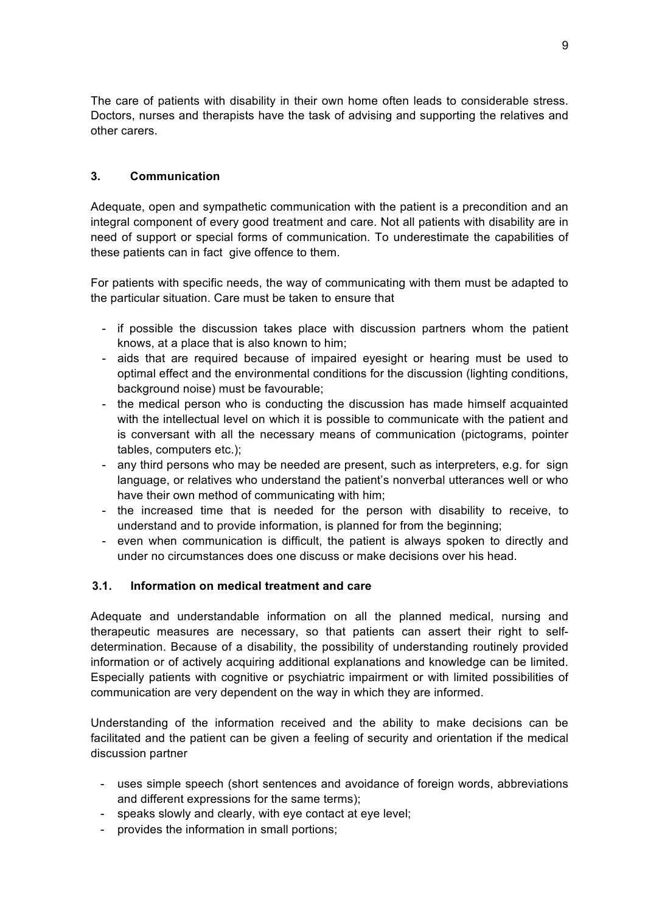The care of patients with disability in their own home often leads to considerable stress. Doctors, nurses and therapists have the task of advising and supporting the relatives and other carers.

## 3. Communication

Adequate, open and sympathetic communication with the patient is a precondition and an integral component of every good treatment and care. Not all patients with disability are in need of support or special forms of communication. To underestimate the capabilities of these patients can in fact give offence to them.

For patients with specific needs, the way of communicating with them must be adapted to the particular situation. Care must be taken to ensure that

- if possible the discussion takes place with discussion partners whom the patient knows, at a place that is also known to him;
- aids that are required because of impaired eyesight or hearing must be used to optimal effect and the environmental conditions for the discussion (lighting conditions, background noise) must be favourable;
- the medical person who is conducting the discussion has made himself acquainted with the intellectual level on which it is possible to communicate with the patient and is conversant with all the necessary means of communication (pictograms, pointer tables, computers etc.);
- any third persons who may be needed are present, such as interpreters, e.g. for sign language, or relatives who understand the patient's nonverbal utterances well or who have their own method of communicating with him;
- the increased time that is needed for the person with disability to receive, to understand and to provide information, is planned for from the beginning;
- even when communication is difficult, the patient is always spoken to directly and under no circumstances does one discuss or make decisions over his head.

### 3.1. Information on medical treatment and care

Adequate and understandable information on all the planned medical, nursing and therapeutic measures are necessary, so that patients can assert their right to self-determination. Because of a disability, the possibility of understanding routinely provided information or of actively acquiring additional explanations and knowledge can be limited. Especially patients with cognitive or psychiatric impairment or with limited possibilities of communication are very dependent on the way in which they are informed.

Understanding of the information received and the ability to make decisions can be facilitated and the patient can be given a feeling of security and orientation if the medical discussion partner

- uses simple speech (short sentences and avoidance of foreign words, abbreviations and different expressions for the same terms);
- speaks slowly and clearly, with eye contact at eye level;
- provides the information in small portions;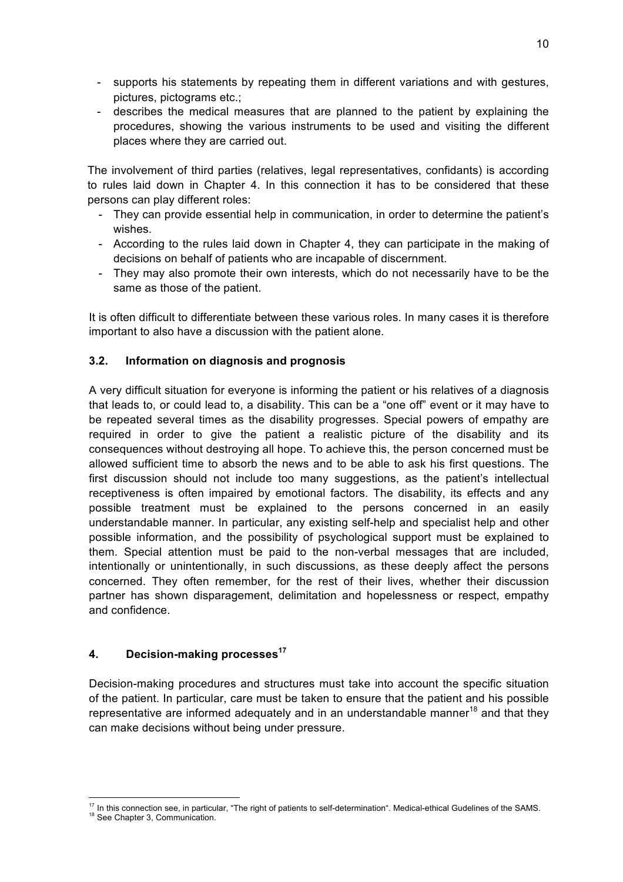- supports his statements by repeating them in different variations and with gestures, pictures, pictograms etc.;
- describes the medical measures that are planned to the patient by explaining the procedures, showing the various instruments to be used and visiting the different places where they are carried out.

The involvement of third parties (relatives, legal representatives, confidants) is according to rules laid down in Chapter 4. In this connection it has to be considered that these persons can play different roles:

- They can provide essential help in communication, in order to determine the patient's wishes.
- According to the rules laid down in Chapter 4, they can participate in the making of decisions on behalf of patients who are incapable of discernment.
- They may also promote their own interests, which do not necessarily have to be the same as those of the patient.

It is often difficult to differentiate between these various roles. In many cases it is therefore important to also have a discussion with the patient alone.

### 3.2. Information on diagnosis and prognosis

A very difficult situation for everyone is informing the patient or his relatives of a diagnosis that leads to, or could lead to, a disability. This can be a "one off" event or it may have to be repeated several times as the disability progresses. Special powers of empathy are required in order to give the patient a realistic picture of the disability and its consequences without destroying all hope. To achieve this, the person concerned must be allowed sufficient time to absorb the news and to be able to ask his first questions. The first discussion should not include too many suggestions, as the patient's intellectual receptiveness is often impaired by emotional factors. The disability, its effects and any possible treatment must be explained to the persons concerned in an easily understandable manner. In particular, any existing self-help and specialist help and other possible information, and the possibility of psychological support must be explained to them. Special attention must be paid to the non-verbal messages that are included, intentionally or unintentionally, in such discussions, as these deeply affect the persons concerned. They often remember, for the rest of their lives, whether their discussion partner has shown disparagement, delimitation and hopelessness or respect, empathy and confidence.

## 4. Decision-making processes[17]

Decision-making procedures and structures must take into account the specific situation of the patient. In particular, care must be taken to ensure that the patient and his possible representative are informed adequately and in an understandable manner[18] and that they can make decisions without being under pressure.

---

[17] In this connection see, in particular, "The right of patients to self-determination". Medical-ethical Gudelines of the SAMS.

[18] See Chapter 3, Communication.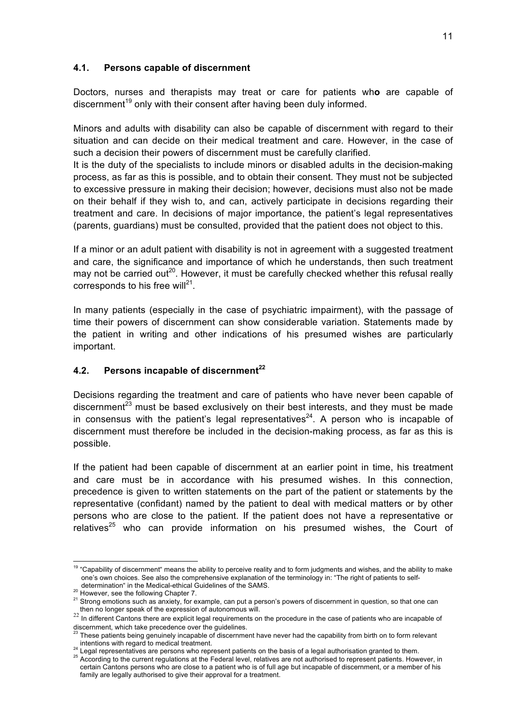## 4.1. Persons capable of discernment

Doctors, nurses and therapists may treat or care for patients who are capable of discernment[19] only with their consent after having been duly informed.

Minors and adults with disability can also be capable of discernment with regard to their situation and can decide on their medical treatment and care. However, in the case of such a decision their powers of discernment must be carefully clarified.
It is the duty of the specialists to include minors or disabled adults in the decision-making process, as far as this is possible, and to obtain their consent. They must not be subjected to excessive pressure in making their decision; however, decisions must also not be made on their behalf if they wish to, and can, actively participate in decisions regarding their treatment and care. In decisions of major importance, the patient's legal representatives (parents, guardians) must be consulted, provided that the patient does not object to this.

If a minor or an adult patient with disability is not in agreement with a suggested treatment and care, the significance and importance of which he understands, then such treatment may not be carried out[20]. However, it must be carefully checked whether this refusal really corresponds to his free will[21].

In many patients (especially in the case of psychiatric impairment), with the passage of time their powers of discernment can show considerable variation. Statements made by the patient in writing and other indications of his presumed wishes are particularly important.

## 4.2. Persons incapable of discernment[22]

Decisions regarding the treatment and care of patients who have never been capable of discernment[23] must be based exclusively on their best interests, and they must be made in consensus with the patient's legal representatives[24]. A person who is incapable of discernment must therefore be included in the decision-making process, as far as this is possible.

If the patient had been capable of discernment at an earlier point in time, his treatment and care must be in accordance with his presumed wishes. In this connection, precedence is given to written statements on the part of the patient or statements by the representative (confidant) named by the patient to deal with medical matters or by other persons who are close to the patient. If the patient does not have a representative or relatives[25] who can provide information on his presumed wishes, the Court of

---

[19] "Capability of discernment" means the ability to perceive reality and to form judgments and wishes, and the ability to make one's own choices. See also the comprehensive explanation of the terminology in: "The right of patients to self-determination" in the Medical-ethical Guidelines of the SAMS.

[20] However, see the following Chapter 7.

[21] Strong emotions such as anxiety, for example, can put a person's powers of discernment in question, so that one can then no longer speak of the expression of autonomous will.

[22] In different Cantons there are explicit legal requirements on the procedure in the case of patients who are incapable of discernment, which take precedence over the guidelines.

[23] These patients being genuinely incapable of discernment have never had the capability from birth on to form relevant intentions with regard to medical treatment.

[24] Legal representatives are persons who represent patients on the basis of a legal authorisation granted to them.

[25] According to the current regulations at the Federal level, relatives are not authorised to represent patients. However, in certain Cantons persons who are close to a patient who is of full age but incapable of discernment, or a member of his family are legally authorised to give their approval for a treatment.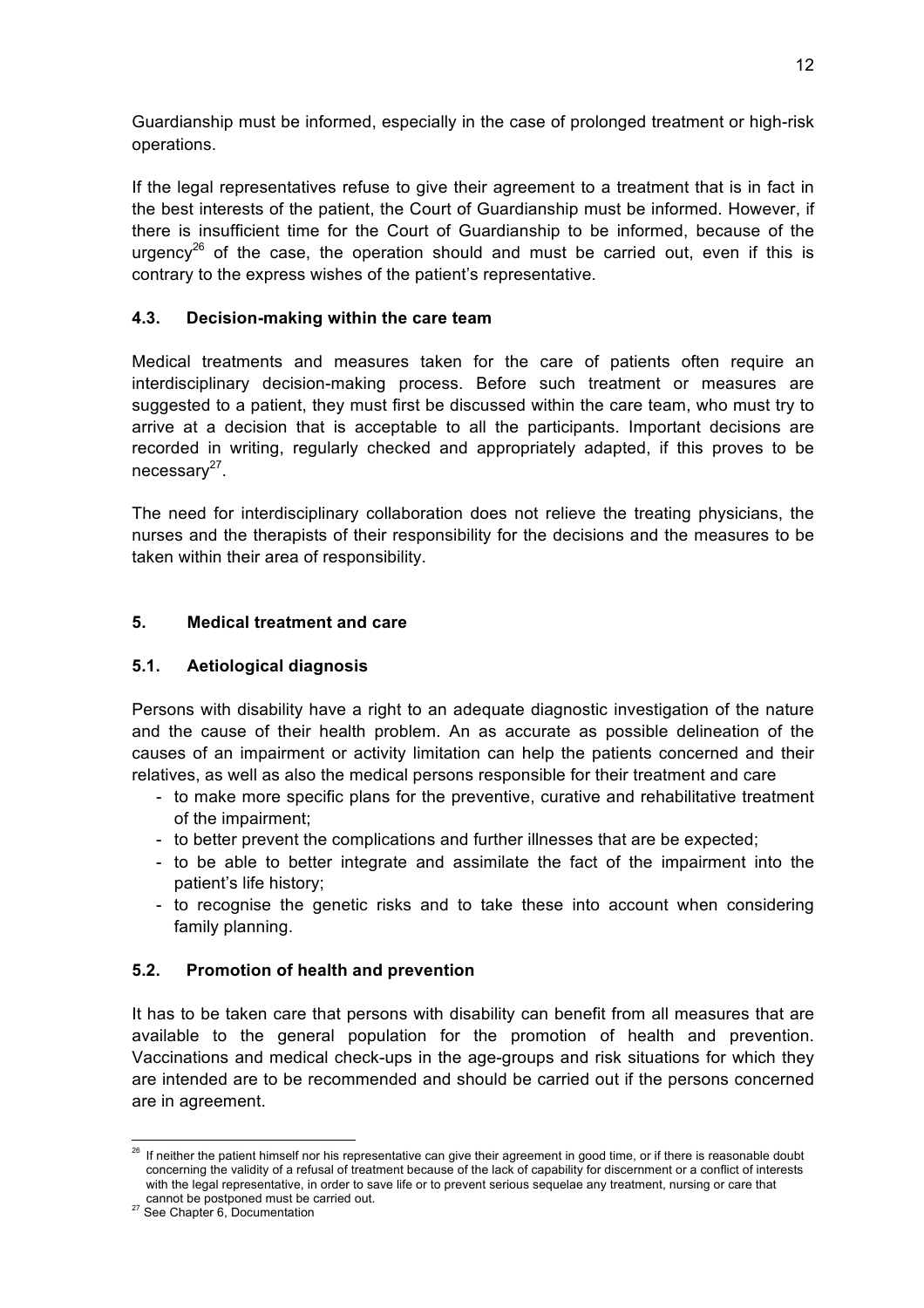Guardianship must be informed, especially in the case of prolonged treatment or high-risk operations.

If the legal representatives refuse to give their agreement to a treatment that is in fact in the best interests of the patient, the Court of Guardianship must be informed. However, if there is insufficient time for the Court of Guardianship to be informed, because of the urgency[26] of the case, the operation should and must be carried out, even if this is contrary to the express wishes of the patient's representative.

### 4.3. Decision-making within the care team

Medical treatments and measures taken for the care of patients often require an interdisciplinary decision-making process. Before such treatment or measures are suggested to a patient, they must first be discussed within the care team, who must try to arrive at a decision that is acceptable to all the participants. Important decisions are recorded in writing, regularly checked and appropriately adapted, if this proves to be necessary[27].

The need for interdisciplinary collaboration does not relieve the treating physicians, the nurses and the therapists of their responsibility for the decisions and the measures to be taken within their area of responsibility.

## 5. Medical treatment and care

### 5.1. Aetiological diagnosis

Persons with disability have a right to an adequate diagnostic investigation of the nature and the cause of their health problem. An as accurate as possible delineation of the causes of an impairment or activity limitation can help the patients concerned and their relatives, as well as also the medical persons responsible for their treatment and care

- to make more specific plans for the preventive, curative and rehabilitative treatment of the impairment;
- to better prevent the complications and further illnesses that are be expected;
- to be able to better integrate and assimilate the fact of the impairment into the patient's life history;
- to recognise the genetic risks and to take these into account when considering family planning.

### 5.2. Promotion of health and prevention

It has to be taken care that persons with disability can benefit from all measures that are available to the general population for the promotion of health and prevention. Vaccinations and medical check-ups in the age-groups and risk situations for which they are intended are to be recommended and should be carried out if the persons concerned are in agreement.

---

[26] If neither the patient himself nor his representative can give their agreement in good time, or if there is reasonable doubt concerning the validity of a refusal of treatment because of the lack of capability for discernment or a conflict of interests with the legal representative, in order to save life or to prevent serious sequelae any treatment, nursing or care that cannot be postponed must be carried out.

[27] See Chapter 6, Documentation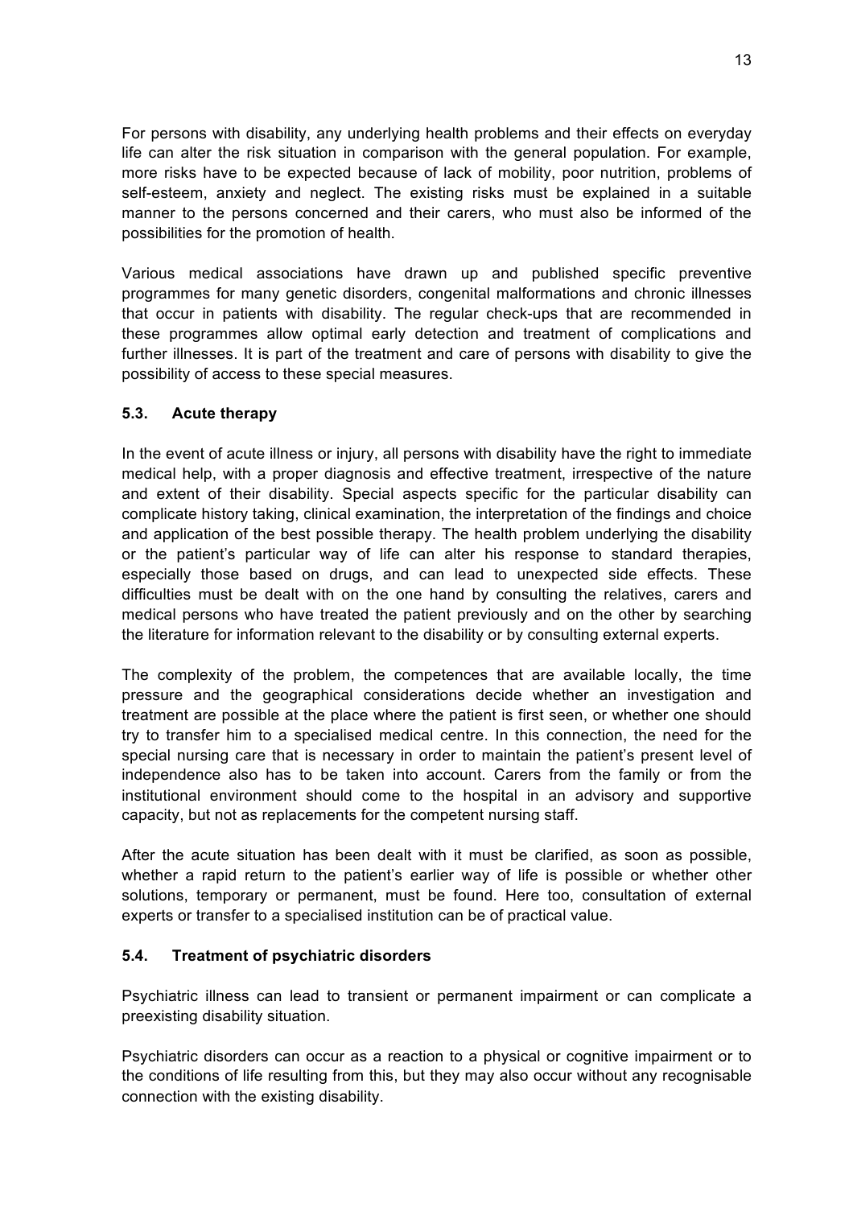For persons with disability, any underlying health problems and their effects on everyday life can alter the risk situation in comparison with the general population. For example, more risks have to be expected because of lack of mobility, poor nutrition, problems of self-esteem, anxiety and neglect. The existing risks must be explained in a suitable manner to the persons concerned and their carers, who must also be informed of the possibilities for the promotion of health.

Various medical associations have drawn up and published specific preventive programmes for many genetic disorders, congenital malformations and chronic illnesses that occur in patients with disability. The regular check-ups that are recommended in these programmes allow optimal early detection and treatment of complications and further illnesses. It is part of the treatment and care of persons with disability to give the possibility of access to these special measures.

### 5.3. Acute therapy

In the event of acute illness or injury, all persons with disability have the right to immediate medical help, with a proper diagnosis and effective treatment, irrespective of the nature and extent of their disability. Special aspects specific for the particular disability can complicate history taking, clinical examination, the interpretation of the findings and choice and application of the best possible therapy. The health problem underlying the disability or the patient's particular way of life can alter his response to standard therapies, especially those based on drugs, and can lead to unexpected side effects. These difficulties must be dealt with on the one hand by consulting the relatives, carers and medical persons who have treated the patient previously and on the other by searching the literature for information relevant to the disability or by consulting external experts.

The complexity of the problem, the competences that are available locally, the time pressure and the geographical considerations decide whether an investigation and treatment are possible at the place where the patient is first seen, or whether one should try to transfer him to a specialised medical centre. In this connection, the need for the special nursing care that is necessary in order to maintain the patient's present level of independence also has to be taken into account. Carers from the family or from the institutional environment should come to the hospital in an advisory and supportive capacity, but not as replacements for the competent nursing staff.

After the acute situation has been dealt with it must be clarified, as soon as possible, whether a rapid return to the patient's earlier way of life is possible or whether other solutions, temporary or permanent, must be found. Here too, consultation of external experts or transfer to a specialised institution can be of practical value.

### 5.4. Treatment of psychiatric disorders

Psychiatric illness can lead to transient or permanent impairment or can complicate a preexisting disability situation.

Psychiatric disorders can occur as a reaction to a physical or cognitive impairment or to the conditions of life resulting from this, but they may also occur without any recognisable connection with the existing disability.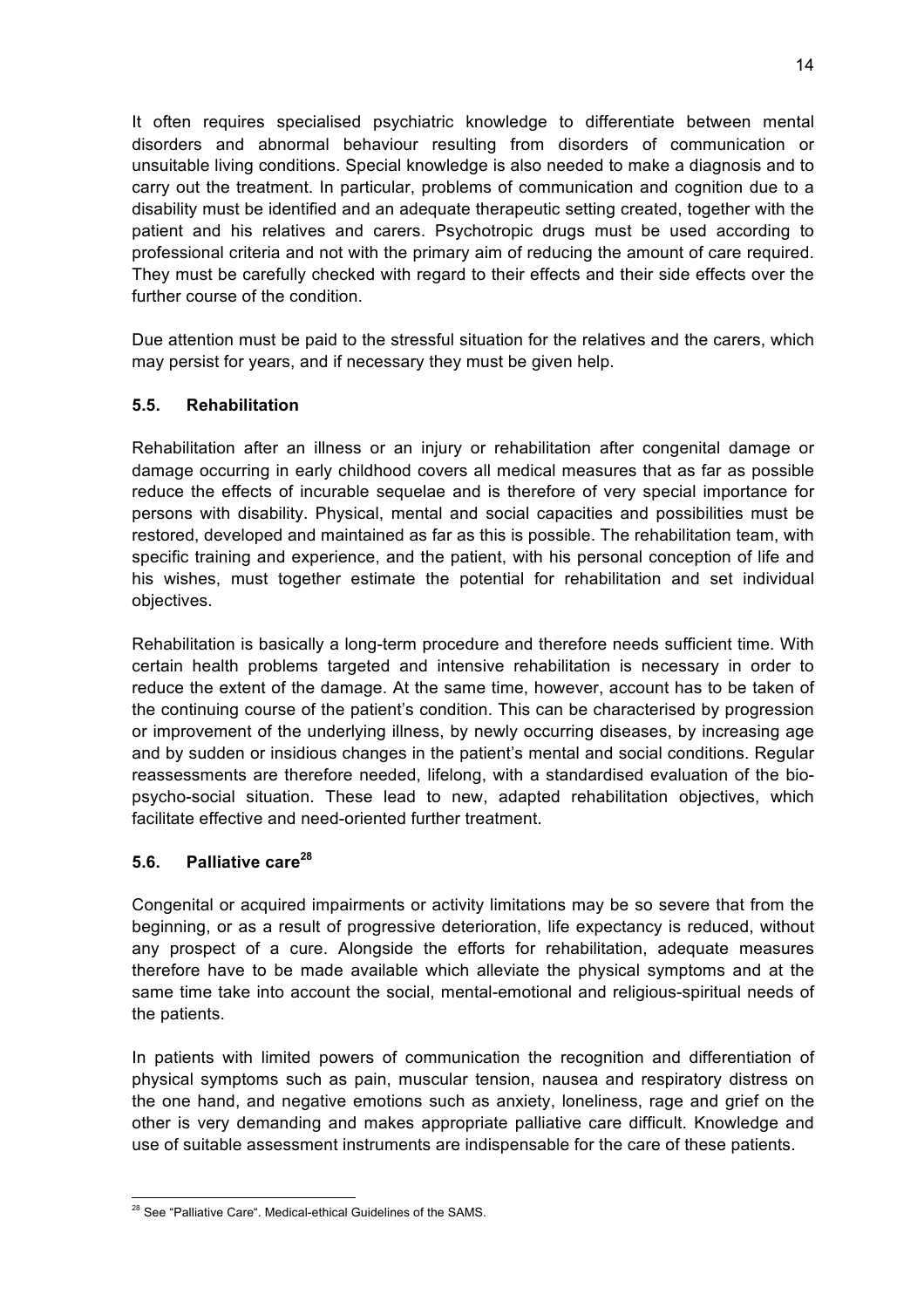It often requires specialised psychiatric knowledge to differentiate between mental disorders and abnormal behaviour resulting from disorders of communication or unsuitable living conditions. Special knowledge is also needed to make a diagnosis and to carry out the treatment. In particular, problems of communication and cognition due to a disability must be identified and an adequate therapeutic setting created, together with the patient and his relatives and carers. Psychotropic drugs must be used according to professional criteria and not with the primary aim of reducing the amount of care required. They must be carefully checked with regard to their effects and their side effects over the further course of the condition.

Due attention must be paid to the stressful situation for the relatives and the carers, which may persist for years, and if necessary they must be given help.

### 5.5. Rehabilitation

Rehabilitation after an illness or an injury or rehabilitation after congenital damage or damage occurring in early childhood covers all medical measures that as far as possible reduce the effects of incurable sequelae and is therefore of very special importance for persons with disability. Physical, mental and social capacities and possibilities must be restored, developed and maintained as far as this is possible. The rehabilitation team, with specific training and experience, and the patient, with his personal conception of life and his wishes, must together estimate the potential for rehabilitation and set individual objectives.

Rehabilitation is basically a long-term procedure and therefore needs sufficient time. With certain health problems targeted and intensive rehabilitation is necessary in order to reduce the extent of the damage. At the same time, however, account has to be taken of the continuing course of the patient's condition. This can be characterised by progression or improvement of the underlying illness, by newly occurring diseases, by increasing age and by sudden or insidious changes in the patient's mental and social conditions. Regular reassessments are therefore needed, lifelong, with a standardised evaluation of the bio-psycho-social situation. These lead to new, adapted rehabilitation objectives, which facilitate effective and need-oriented further treatment.

### 5.6. Palliative care[28]

Congenital or acquired impairments or activity limitations may be so severe that from the beginning, or as a result of progressive deterioration, life expectancy is reduced, without any prospect of a cure. Alongside the efforts for rehabilitation, adequate measures therefore have to be made available which alleviate the physical symptoms and at the same time take into account the social, mental-emotional and religious-spiritual needs of the patients.

In patients with limited powers of communication the recognition and differentiation of physical symptoms such as pain, muscular tension, nausea and respiratory distress on the one hand, and negative emotions such as anxiety, loneliness, rage and grief on the other is very demanding and makes appropriate palliative care difficult. Knowledge and use of suitable assessment instruments are indispensable for the care of these patients.

---

[28] See "Palliative Care". Medical-ethical Guidelines of the SAMS.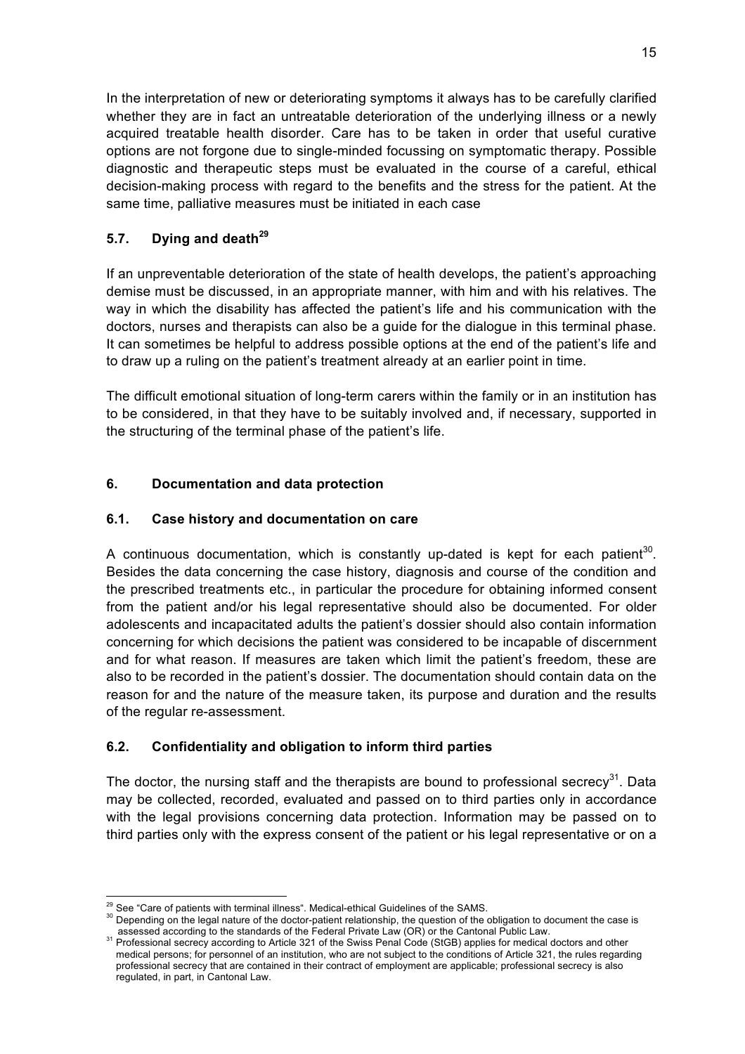In the interpretation of new or deteriorating symptoms it always has to be carefully clarified whether they are in fact an untreatable deterioration of the underlying illness or a newly acquired treatable health disorder. Care has to be taken in order that useful curative options are not forgone due to single-minded focussing on symptomatic therapy. Possible diagnostic and therapeutic steps must be evaluated in the course of a careful, ethical decision-making process with regard to the benefits and the stress for the patient. At the same time, palliative measures must be initiated in each case

### 5.7. Dying and death[29]

If an unpreventable deterioration of the state of health develops, the patient's approaching demise must be discussed, in an appropriate manner, with him and with his relatives. The way in which the disability has affected the patient's life and his communication with the doctors, nurses and therapists can also be a guide for the dialogue in this terminal phase. It can sometimes be helpful to address possible options at the end of the patient's life and to draw up a ruling on the patient's treatment already at an earlier point in time.

The difficult emotional situation of long-term carers within the family or in an institution has to be considered, in that they have to be suitably involved and, if necessary, supported in the structuring of the terminal phase of the patient's life.

## 6. Documentation and data protection

### 6.1. Case history and documentation on care

A continuous documentation, which is constantly up-dated is kept for each patient[30]. Besides the data concerning the case history, diagnosis and course of the condition and the prescribed treatments etc., in particular the procedure for obtaining informed consent from the patient and/or his legal representative should also be documented. For older adolescents and incapacitated adults the patient's dossier should also contain information concerning for which decisions the patient was considered to be incapable of discernment and for what reason. If measures are taken which limit the patient's freedom, these are also to be recorded in the patient's dossier. The documentation should contain data on the reason for and the nature of the measure taken, its purpose and duration and the results of the regular re-assessment.

### 6.2. Confidentiality and obligation to inform third parties

The doctor, the nursing staff and the therapists are bound to professional secrecy[31]. Data may be collected, recorded, evaluated and passed on to third parties only in accordance with the legal provisions concerning data protection. Information may be passed on to third parties only with the express consent of the patient or his legal representative or on a

---

[29] See "Care of patients with terminal illness". Medical-ethical Guidelines of the SAMS.

[30] Depending on the legal nature of the doctor-patient relationship, the question of the obligation to document the case is assessed according to the standards of the Federal Private Law (OR) or the Cantonal Public Law.

[31] Professional secrecy according to Article 321 of the Swiss Penal Code (StGB) applies for medical doctors and other medical persons; for personnel of an institution, who are not subject to the conditions of Article 321, the rules regarding professional secrecy that are contained in their contract of employment are applicable; professional secrecy is also regulated, in part, in Cantonal Law.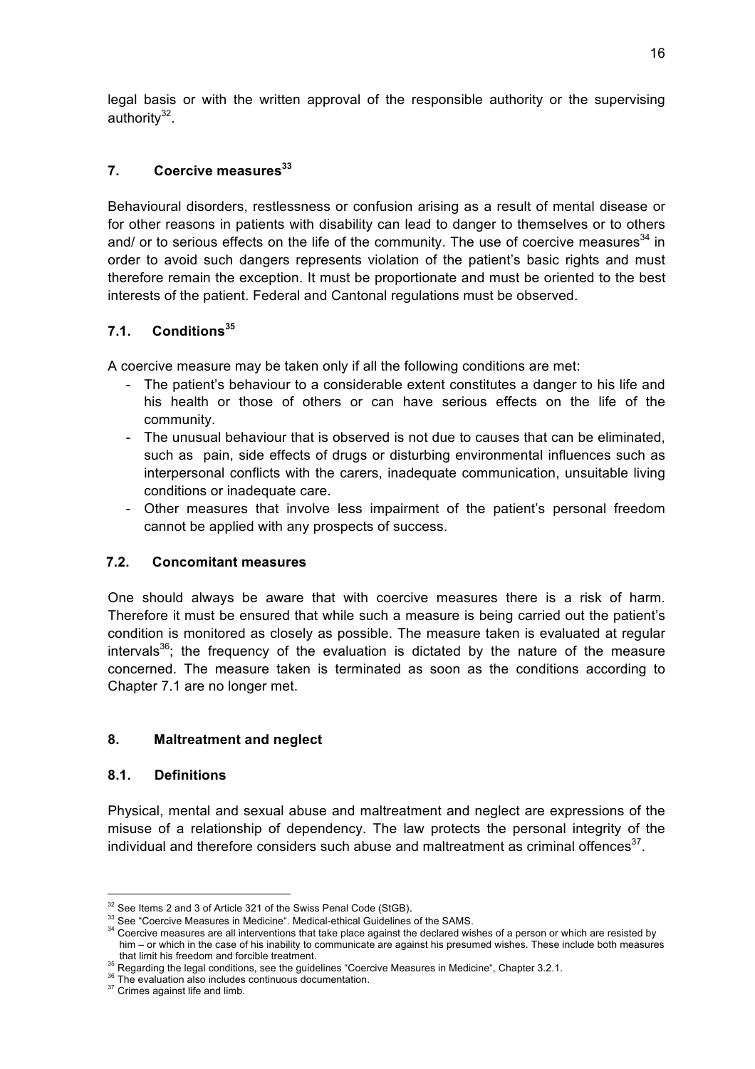legal basis or with the written approval of the responsible authority or the supervising authority[32].

## 7. Coercive measures[33]

Behavioural disorders, restlessness or confusion arising as a result of mental disease or for other reasons in patients with disability can lead to danger to themselves or to others and/ or to serious effects on the life of the community. The use of coercive measures[34] in order to avoid such dangers represents violation of the patient's basic rights and must therefore remain the exception. It must be proportionate and must be oriented to the best interests of the patient. Federal and Cantonal regulations must be observed.

### 7.1. Conditions[35]

A coercive measure may be taken only if all the following conditions are met:

- The patient's behaviour to a considerable extent constitutes a danger to his life and his health or those of others or can have serious effects on the life of the community.
- The unusual behaviour that is observed is not due to causes that can be eliminated, such as pain, side effects of drugs or disturbing environmental influences such as interpersonal conflicts with the carers, inadequate communication, unsuitable living conditions or inadequate care.
- Other measures that involve less impairment of the patient's personal freedom cannot be applied with any prospects of success.

### 7.2. Concomitant measures

One should always be aware that with coercive measures there is a risk of harm. Therefore it must be ensured that while such a measure is being carried out the patient's condition is monitored as closely as possible. The measure taken is evaluated at regular intervals[36]; the frequency of the evaluation is dictated by the nature of the measure concerned. The measure taken is terminated as soon as the conditions according to Chapter 7.1 are no longer met.

## 8. Maltreatment and neglect

### 8.1. Definitions

Physical, mental and sexual abuse and maltreatment and neglect are expressions of the misuse of a relationship of dependency. The law protects the personal integrity of the individual and therefore considers such abuse and maltreatment as criminal offences[37].

---

[32] See Items 2 and 3 of Article 321 of the Swiss Penal Code (StGB).

[33] See "Coercive Measures in Medicine". Medical-ethical Guidelines of the SAMS.

[34] Coercive measures are all interventions that take place against the declared wishes of a person or which are resisted by him – or which in the case of his inability to communicate are against his presumed wishes. These include both measures that limit his freedom and forcible treatment.

[35] Regarding the legal conditions, see the guidelines "Coercive Measures in Medicine", Chapter 3.2.1.

[36] The evaluation also includes continuous documentation.

[37] Crimes against life and limb.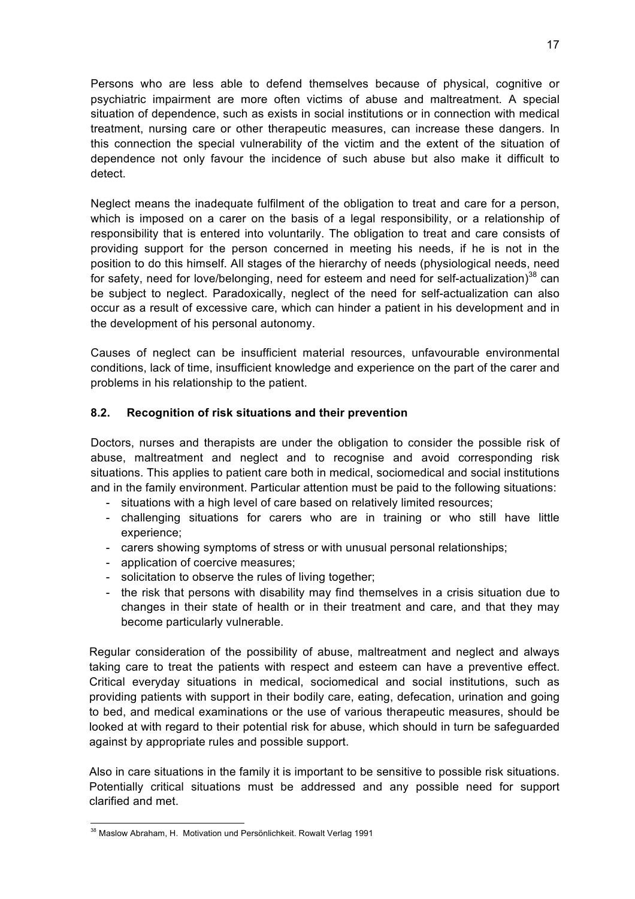Persons who are less able to defend themselves because of physical, cognitive or psychiatric impairment are more often victims of abuse and maltreatment. A special situation of dependence, such as exists in social institutions or in connection with medical treatment, nursing care or other therapeutic measures, can increase these dangers. In this connection the special vulnerability of the victim and the extent of the situation of dependence not only favour the incidence of such abuse but also make it difficult to detect.

Neglect means the inadequate fulfilment of the obligation to treat and care for a person, which is imposed on a carer on the basis of a legal responsibility, or a relationship of responsibility that is entered into voluntarily. The obligation to treat and care consists of providing support for the person concerned in meeting his needs, if he is not in the position to do this himself. All stages of the hierarchy of needs (physiological needs, need for safety, need for love/belonging, need for esteem and need for self-actualization)[38] can be subject to neglect. Paradoxically, neglect of the need for self-actualization can also occur as a result of excessive care, which can hinder a patient in his development and in the development of his personal autonomy.

Causes of neglect can be insufficient material resources, unfavourable environmental conditions, lack of time, insufficient knowledge and experience on the part of the carer and problems in his relationship to the patient.

### 8.2. Recognition of risk situations and their prevention

Doctors, nurses and therapists are under the obligation to consider the possible risk of abuse, maltreatment and neglect and to recognise and avoid corresponding risk situations. This applies to patient care both in medical, sociomedical and social institutions and in the family environment. Particular attention must be paid to the following situations:

- situations with a high level of care based on relatively limited resources;
- challenging situations for carers who are in training or who still have little experience;
- carers showing symptoms of stress or with unusual personal relationships;
- application of coercive measures;
- solicitation to observe the rules of living together;
- the risk that persons with disability may find themselves in a crisis situation due to changes in their state of health or in their treatment and care, and that they may become particularly vulnerable.

Regular consideration of the possibility of abuse, maltreatment and neglect and always taking care to treat the patients with respect and esteem can have a preventive effect. Critical everyday situations in medical, sociomedical and social institutions, such as providing patients with support in their bodily care, eating, defecation, urination and going to bed, and medical examinations or the use of various therapeutic measures, should be looked at with regard to their potential risk for abuse, which should in turn be safeguarded against by appropriate rules and possible support.

Also in care situations in the family it is important to be sensitive to possible risk situations. Potentially critical situations must be addressed and any possible need for support clarified and met.

---

[38] Maslow Abraham, H. Motivation und Persönlichkeit. Rowalt Verlag 1991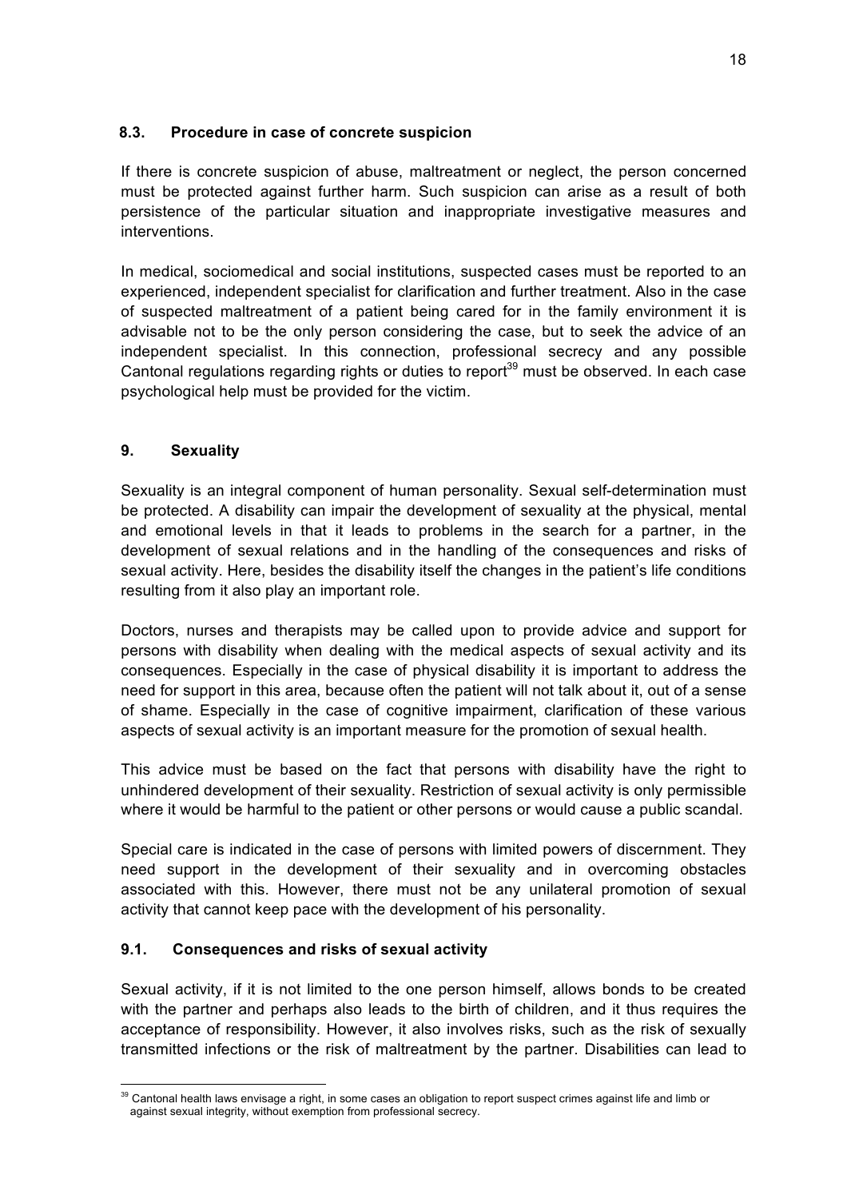### 8.3. Procedure in case of concrete suspicion

If there is concrete suspicion of abuse, maltreatment or neglect, the person concerned must be protected against further harm. Such suspicion can arise as a result of both persistence of the particular situation and inappropriate investigative measures and interventions.

In medical, sociomedical and social institutions, suspected cases must be reported to an experienced, independent specialist for clarification and further treatment. Also in the case of suspected maltreatment of a patient being cared for in the family environment it is advisable not to be the only person considering the case, but to seek the advice of an independent specialist. In this connection, professional secrecy and any possible Cantonal regulations regarding rights or duties to report[39] must be observed. In each case psychological help must be provided for the victim.

## 9. Sexuality

Sexuality is an integral component of human personality. Sexual self-determination must be protected. A disability can impair the development of sexuality at the physical, mental and emotional levels in that it leads to problems in the search for a partner, in the development of sexual relations and in the handling of the consequences and risks of sexual activity. Here, besides the disability itself the changes in the patient's life conditions resulting from it also play an important role.

Doctors, nurses and therapists may be called upon to provide advice and support for persons with disability when dealing with the medical aspects of sexual activity and its consequences. Especially in the case of physical disability it is important to address the need for support in this area, because often the patient will not talk about it, out of a sense of shame. Especially in the case of cognitive impairment, clarification of these various aspects of sexual activity is an important measure for the promotion of sexual health.

This advice must be based on the fact that persons with disability have the right to unhindered development of their sexuality. Restriction of sexual activity is only permissible where it would be harmful to the patient or other persons or would cause a public scandal.

Special care is indicated in the case of persons with limited powers of discernment. They need support in the development of their sexuality and in overcoming obstacles associated with this. However, there must not be any unilateral promotion of sexual activity that cannot keep pace with the development of his personality.

### 9.1. Consequences and risks of sexual activity

Sexual activity, if it is not limited to the one person himself, allows bonds to be created with the partner and perhaps also leads to the birth of children, and it thus requires the acceptance of responsibility. However, it also involves risks, such as the risk of sexually transmitted infections or the risk of maltreatment by the partner. Disabilities can lead to

[39] Cantonal health laws envisage a right, in some cases an obligation to report suspect crimes against life and limb or against sexual integrity, without exemption from professional secrecy.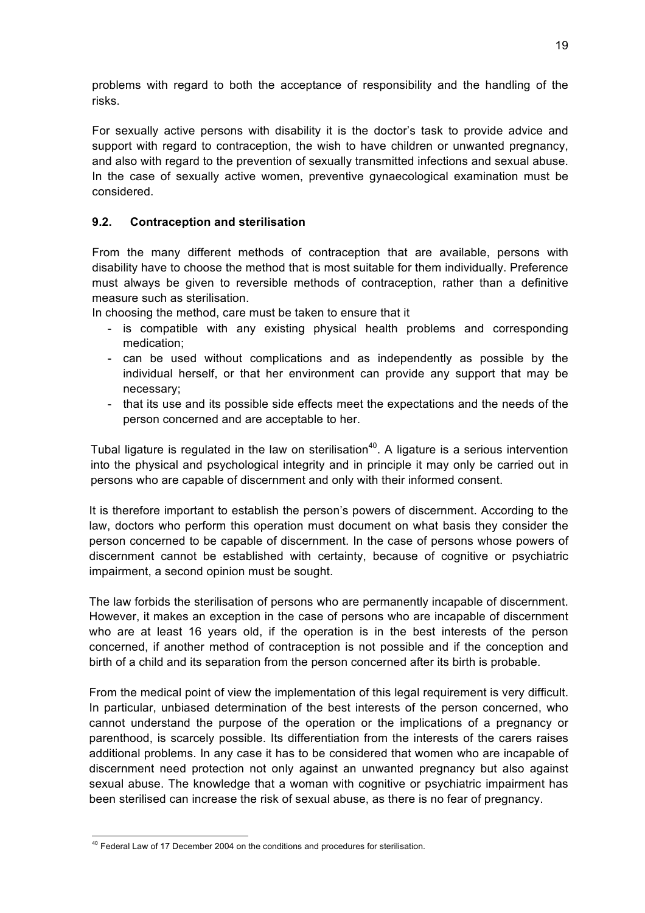problems with regard to both the acceptance of responsibility and the handling of the risks.

For sexually active persons with disability it is the doctor's task to provide advice and support with regard to contraception, the wish to have children or unwanted pregnancy, and also with regard to the prevention of sexually transmitted infections and sexual abuse. In the case of sexually active women, preventive gynaecological examination must be considered.

### 9.2. Contraception and sterilisation

From the many different methods of contraception that are available, persons with disability have to choose the method that is most suitable for them individually. Preference must always be given to reversible methods of contraception, rather than a definitive measure such as sterilisation.

In choosing the method, care must be taken to ensure that it

- is compatible with any existing physical health problems and corresponding medication;
- can be used without complications and as independently as possible by the individual herself, or that her environment can provide any support that may be necessary;
- that its use and its possible side effects meet the expectations and the needs of the person concerned and are acceptable to her.

Tubal ligature is regulated in the law on sterilisation[40]. A ligature is a serious intervention into the physical and psychological integrity and in principle it may only be carried out in persons who are capable of discernment and only with their informed consent.

It is therefore important to establish the person's powers of discernment. According to the law, doctors who perform this operation must document on what basis they consider the person concerned to be capable of discernment. In the case of persons whose powers of discernment cannot be established with certainty, because of cognitive or psychiatric impairment, a second opinion must be sought.

The law forbids the sterilisation of persons who are permanently incapable of discernment. However, it makes an exception in the case of persons who are incapable of discernment who are at least 16 years old, if the operation is in the best interests of the person concerned, if another method of contraception is not possible and if the conception and birth of a child and its separation from the person concerned after its birth is probable.

From the medical point of view the implementation of this legal requirement is very difficult. In particular, unbiased determination of the best interests of the person concerned, who cannot understand the purpose of the operation or the implications of a pregnancy or parenthood, is scarcely possible. Its differentiation from the interests of the carers raises additional problems. In any case it has to be considered that women who are incapable of discernment need protection not only against an unwanted pregnancy but also against sexual abuse. The knowledge that a woman with cognitive or psychiatric impairment has been sterilised can increase the risk of sexual abuse, as there is no fear of pregnancy.

[40] Federal Law of 17 December 2004 on the conditions and procedures for sterilisation.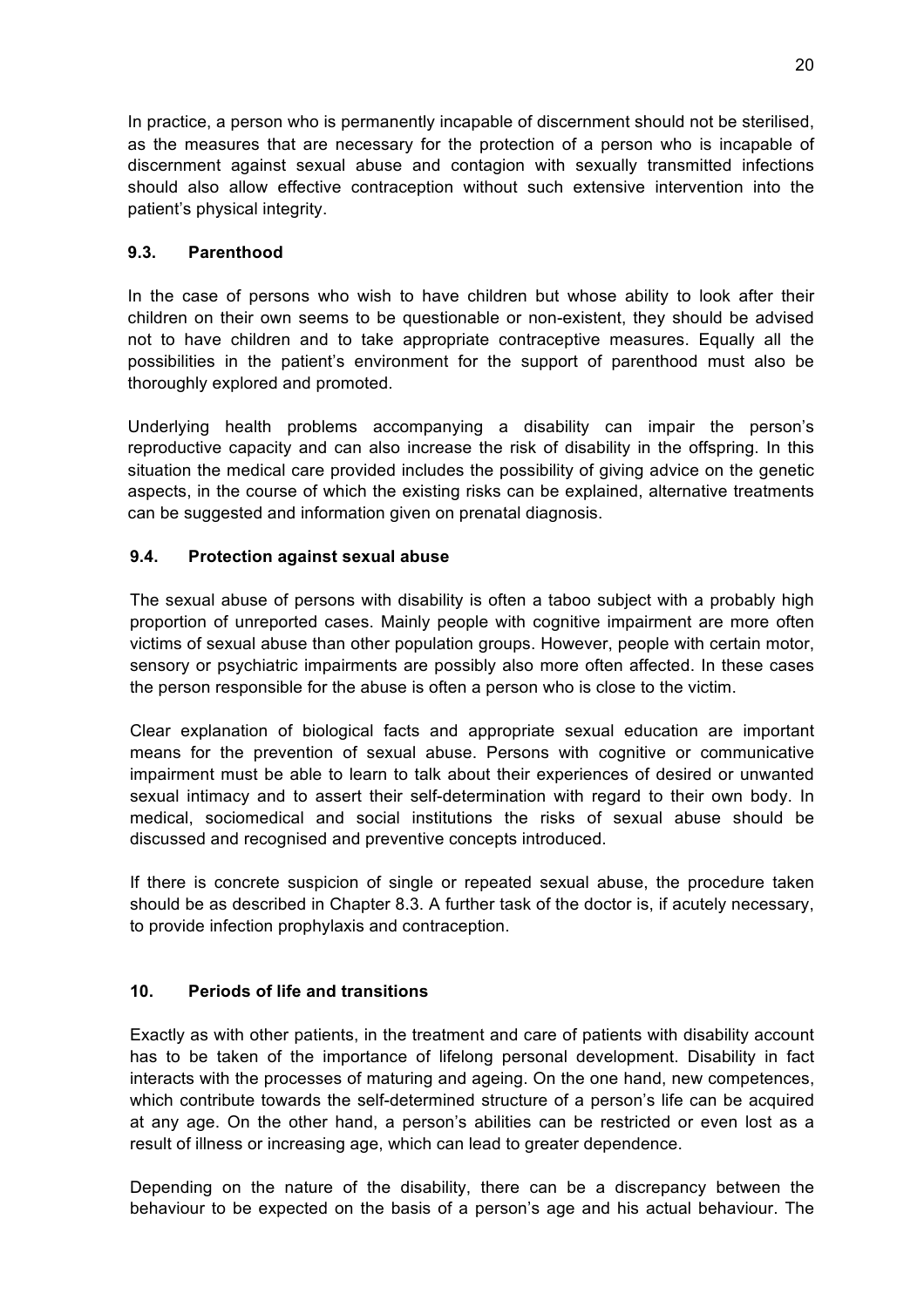In practice, a person who is permanently incapable of discernment should not be sterilised, as the measures that are necessary for the protection of a person who is incapable of discernment against sexual abuse and contagion with sexually transmitted infections should also allow effective contraception without such extensive intervention into the patient's physical integrity.

### 9.3. Parenthood

In the case of persons who wish to have children but whose ability to look after their children on their own seems to be questionable or non-existent, they should be advised not to have children and to take appropriate contraceptive measures. Equally all the possibilities in the patient's environment for the support of parenthood must also be thoroughly explored and promoted.

Underlying health problems accompanying a disability can impair the person's reproductive capacity and can also increase the risk of disability in the offspring. In this situation the medical care provided includes the possibility of giving advice on the genetic aspects, in the course of which the existing risks can be explained, alternative treatments can be suggested and information given on prenatal diagnosis.

### 9.4. Protection against sexual abuse

The sexual abuse of persons with disability is often a taboo subject with a probably high proportion of unreported cases. Mainly people with cognitive impairment are more often victims of sexual abuse than other population groups. However, people with certain motor, sensory or psychiatric impairments are possibly also more often affected. In these cases the person responsible for the abuse is often a person who is close to the victim.

Clear explanation of biological facts and appropriate sexual education are important means for the prevention of sexual abuse. Persons with cognitive or communicative impairment must be able to learn to talk about their experiences of desired or unwanted sexual intimacy and to assert their self-determination with regard to their own body. In medical, sociomedical and social institutions the risks of sexual abuse should be discussed and recognised and preventive concepts introduced.

If there is concrete suspicion of single or repeated sexual abuse, the procedure taken should be as described in Chapter 8.3. A further task of the doctor is, if acutely necessary, to provide infection prophylaxis and contraception.

## 10. Periods of life and transitions

Exactly as with other patients, in the treatment and care of patients with disability account has to be taken of the importance of lifelong personal development. Disability in fact interacts with the processes of maturing and ageing. On the one hand, new competences, which contribute towards the self-determined structure of a person's life can be acquired at any age. On the other hand, a person's abilities can be restricted or even lost as a result of illness or increasing age, which can lead to greater dependence.

Depending on the nature of the disability, there can be a discrepancy between the behaviour to be expected on the basis of a person's age and his actual behaviour. The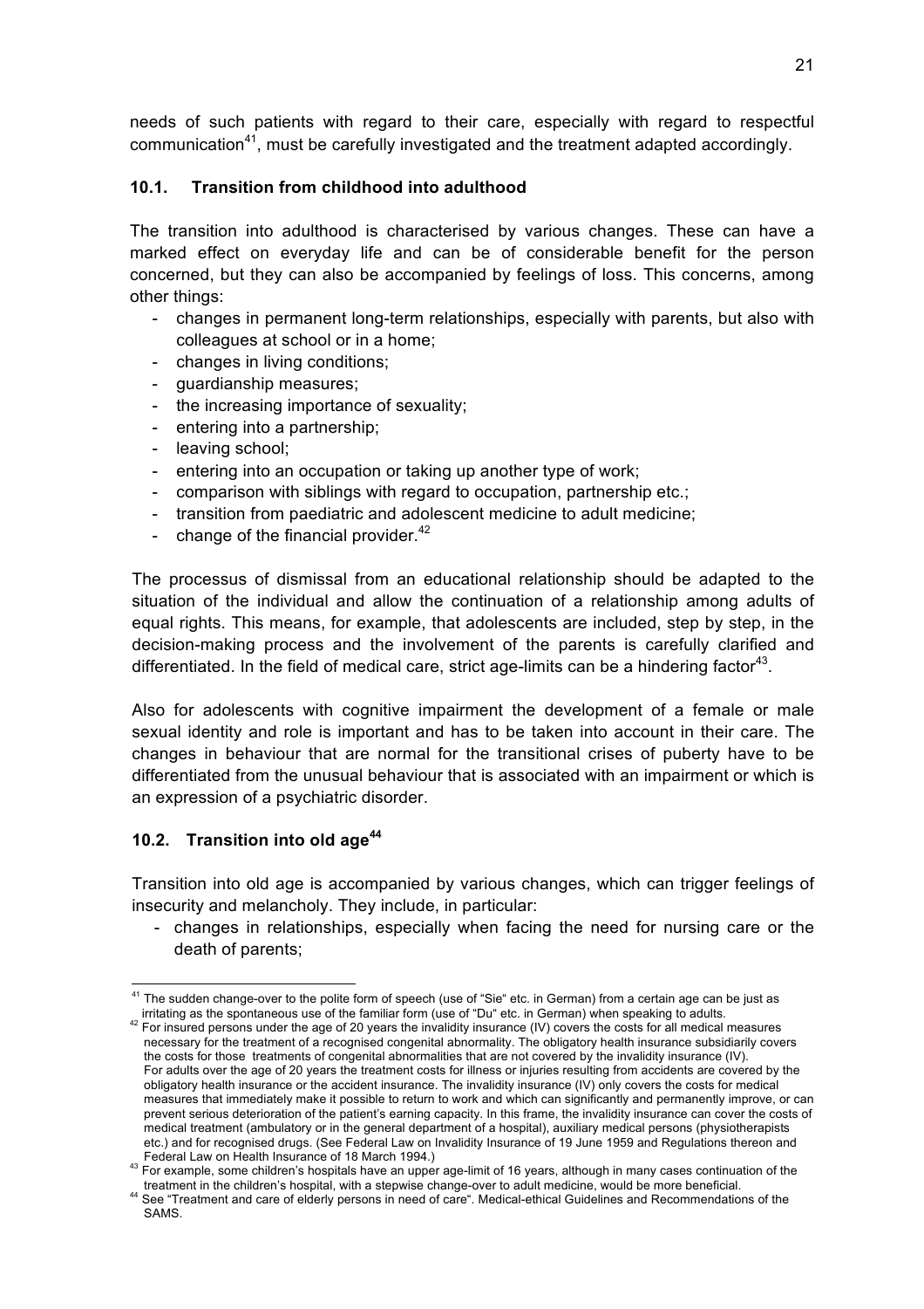needs of such patients with regard to their care, especially with regard to respectful communication[41], must be carefully investigated and the treatment adapted accordingly.

### 10.1. Transition from childhood into adulthood

The transition into adulthood is characterised by various changes. These can have a marked effect on everyday life and can be of considerable benefit for the person concerned, but they can also be accompanied by feelings of loss. This concerns, among other things:

- changes in permanent long-term relationships, especially with parents, but also with colleagues at school or in a home;
- changes in living conditions;
- guardianship measures;
- the increasing importance of sexuality;
- entering into a partnership;
- leaving school;
- entering into an occupation or taking up another type of work;
- comparison with siblings with regard to occupation, partnership etc.;
- transition from paediatric and adolescent medicine to adult medicine;
- change of the financial provider.[42]

The processus of dismissal from an educational relationship should be adapted to the situation of the individual and allow the continuation of a relationship among adults of equal rights. This means, for example, that adolescents are included, step by step, in the decision-making process and the involvement of the parents is carefully clarified and differentiated. In the field of medical care, strict age-limits can be a hindering factor[43].

Also for adolescents with cognitive impairment the development of a female or male sexual identity and role is important and has to be taken into account in their care. The changes in behaviour that are normal for the transitional crises of puberty have to be differentiated from the unusual behaviour that is associated with an impairment or which is an expression of a psychiatric disorder.

### 10.2. Transition into old age[44]

Transition into old age is accompanied by various changes, which can trigger feelings of insecurity and melancholy. They include, in particular:

- changes in relationships, especially when facing the need for nursing care or the death of parents;

---

[41] The sudden change-over to the polite form of speech (use of "Sie" etc. in German) from a certain age can be just as irritating as the spontaneous use of the familiar form (use of "Du" etc. in German) when speaking to adults.

[42] For insured persons under the age of 20 years the invalidity insurance (IV) covers the costs for all medical measures necessary for the treatment of a recognised congenital abnormality. The obligatory health insurance subsidiarily covers the costs for those treatments of congenital abnormalities that are not covered by the invalidity insurance (IV). For adults over the age of 20 years the treatment costs for illness or injuries resulting from accidents are covered by the obligatory health insurance or the accident insurance. The invalidity insurance (IV) only covers the costs for medical measures that immediately make it possible to return to work and which can significantly and permanently improve, or can prevent serious deterioration of the patient's earning capacity. In this frame, the invalidity insurance can cover the costs of medical treatment (ambulatory or in the general department of a hospital), auxiliary medical persons (physiotherapists etc.) and for recognised drugs. (See Federal Law on Invalidity Insurance of 19 June 1959 and Regulations thereon and Federal Law on Health Insurance of 18 March 1994.)

[43] For example, some children's hospitals have an upper age-limit of 16 years, although in many cases continuation of the treatment in the children's hospital, with a stepwise change-over to adult medicine, would be more beneficial.

[44] See "Treatment and care of elderly persons in need of care". Medical-ethical Guidelines and Recommendations of the SAMS.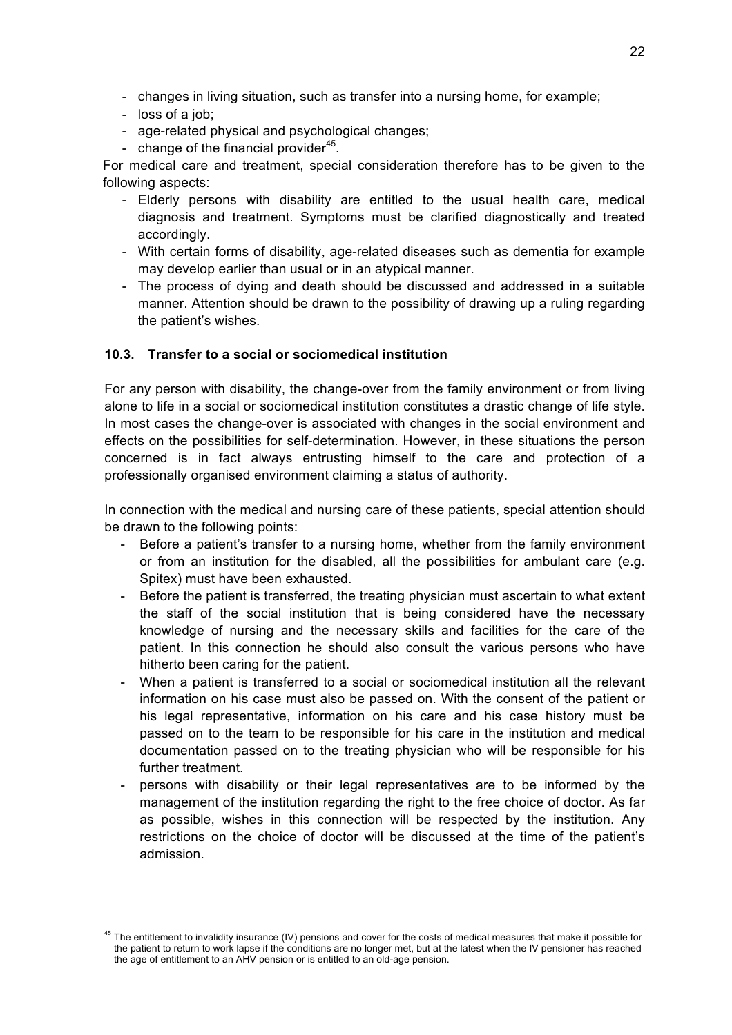- changes in living situation, such as transfer into a nursing home, for example;
- loss of a job;
- age-related physical and psychological changes;
- change of the financial provider[45].

For medical care and treatment, special consideration therefore has to be given to the following aspects:

- Elderly persons with disability are entitled to the usual health care, medical diagnosis and treatment. Symptoms must be clarified diagnostically and treated accordingly.
- With certain forms of disability, age-related diseases such as dementia for example may develop earlier than usual or in an atypical manner.
- The process of dying and death should be discussed and addressed in a suitable manner. Attention should be drawn to the possibility of drawing up a ruling regarding the patient's wishes.

### 10.3. Transfer to a social or sociomedical institution

For any person with disability, the change-over from the family environment or from living alone to life in a social or sociomedical institution constitutes a drastic change of life style. In most cases the change-over is associated with changes in the social environment and effects on the possibilities for self-determination. However, in these situations the person concerned is in fact always entrusting himself to the care and protection of a professionally organised environment claiming a status of authority.

In connection with the medical and nursing care of these patients, special attention should be drawn to the following points:

- Before a patient's transfer to a nursing home, whether from the family environment or from an institution for the disabled, all the possibilities for ambulant care (e.g. Spitex) must have been exhausted.
- Before the patient is transferred, the treating physician must ascertain to what extent the staff of the social institution that is being considered have the necessary knowledge of nursing and the necessary skills and facilities for the care of the patient. In this connection he should also consult the various persons who have hitherto been caring for the patient.
- When a patient is transferred to a social or sociomedical institution all the relevant information on his case must also be passed on. With the consent of the patient or his legal representative, information on his care and his case history must be passed on to the team to be responsible for his care in the institution and medical documentation passed on to the treating physician who will be responsible for his further treatment.
- persons with disability or their legal representatives are to be informed by the management of the institution regarding the right to the free choice of doctor. As far as possible, wishes in this connection will be respected by the institution. Any restrictions on the choice of doctor will be discussed at the time of the patient's admission.

---

[45] The entitlement to invalidity insurance (IV) pensions and cover for the costs of medical measures that make it possible for the patient to return to work lapse if the conditions are no longer met, but at the latest when the IV pensioner has reached the age of entitlement to an AHV pension or is entitled to an old-age pension.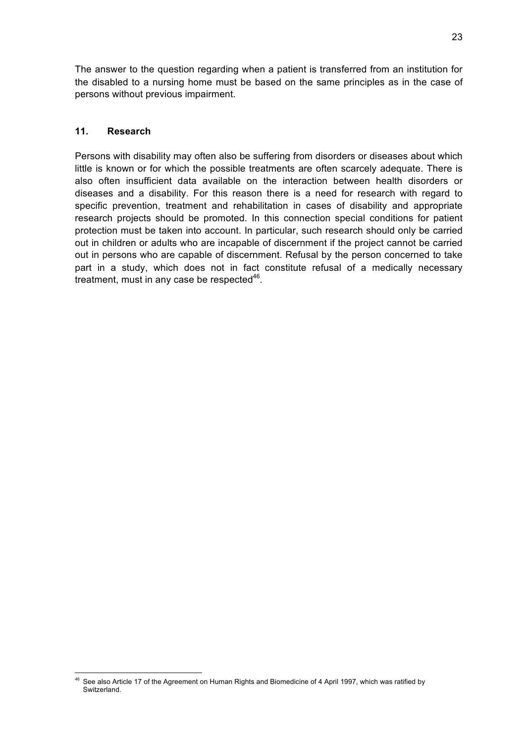The answer to the question regarding when a patient is transferred from an institution for the disabled to a nursing home must be based on the same principles as in the case of persons without previous impairment.

## 11. Research

Persons with disability may often also be suffering from disorders or diseases about which little is known or for which the possible treatments are often scarcely adequate. There is also often insufficient data available on the interaction between health disorders or diseases and a disability. For this reason there is a need for research with regard to specific prevention, treatment and rehabilitation in cases of disability and appropriate research projects should be promoted. In this connection special conditions for patient protection must be taken into account. In particular, such research should only be carried out in children or adults who are incapable of discernment if the project cannot be carried out in persons who are capable of discernment. Refusal by the person concerned to take part in a study, which does not in fact constitute refusal of a medically necessary treatment, must in any case be respected[46].

---

[46] See also Article 17 of the Agreement on Human Rights and Biomedicine of 4 April 1997, which was ratified by Switzerland.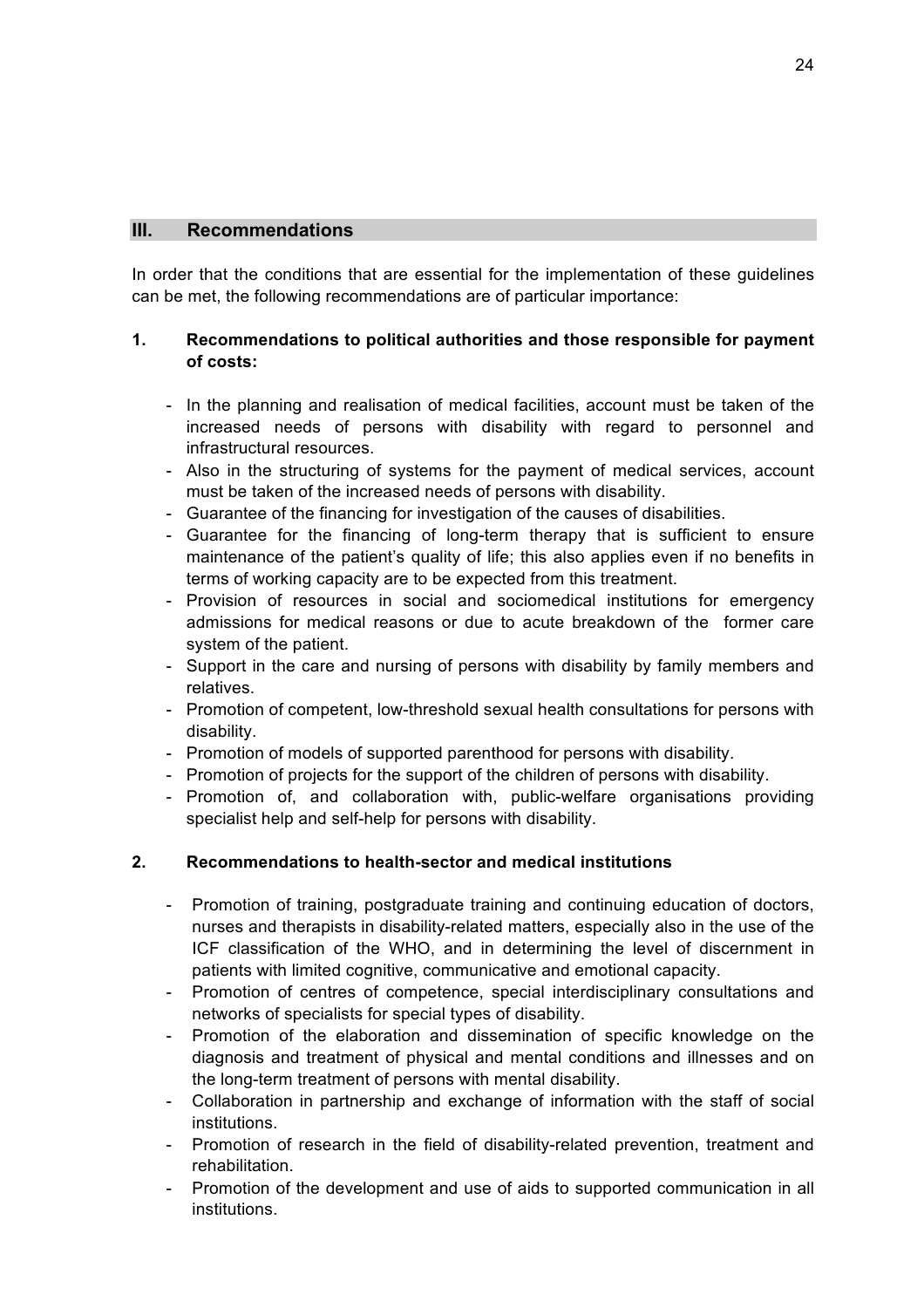## III. Recommendations

In order that the conditions that are essential for the implementation of these guidelines can be met, the following recommendations are of particular importance:

### 1. Recommendations to political authorities and those responsible for payment of costs:

- In the planning and realisation of medical facilities, account must be taken of the increased needs of persons with disability with regard to personnel and infrastructural resources.
- Also in the structuring of systems for the payment of medical services, account must be taken of the increased needs of persons with disability.
- Guarantee of the financing for investigation of the causes of disabilities.
- Guarantee for the financing of long-term therapy that is sufficient to ensure maintenance of the patient's quality of life; this also applies even if no benefits in terms of working capacity are to be expected from this treatment.
- Provision of resources in social and sociomedical institutions for emergency admissions for medical reasons or due to acute breakdown of the former care system of the patient.
- Support in the care and nursing of persons with disability by family members and relatives.
- Promotion of competent, low-threshold sexual health consultations for persons with disability.
- Promotion of models of supported parenthood for persons with disability.
- Promotion of projects for the support of the children of persons with disability.
- Promotion of, and collaboration with, public-welfare organisations providing specialist help and self-help for persons with disability.

### 2. Recommendations to health-sector and medical institutions

- Promotion of training, postgraduate training and continuing education of doctors, nurses and therapists in disability-related matters, especially also in the use of the ICF classification of the WHO, and in determining the level of discernment in patients with limited cognitive, communicative and emotional capacity.
- Promotion of centres of competence, special interdisciplinary consultations and networks of specialists for special types of disability.
- Promotion of the elaboration and dissemination of specific knowledge on the diagnosis and treatment of physical and mental conditions and illnesses and on the long-term treatment of persons with mental disability.
- Collaboration in partnership and exchange of information with the staff of social institutions.
- Promotion of research in the field of disability-related prevention, treatment and rehabilitation.
- Promotion of the development and use of aids to supported communication in all institutions.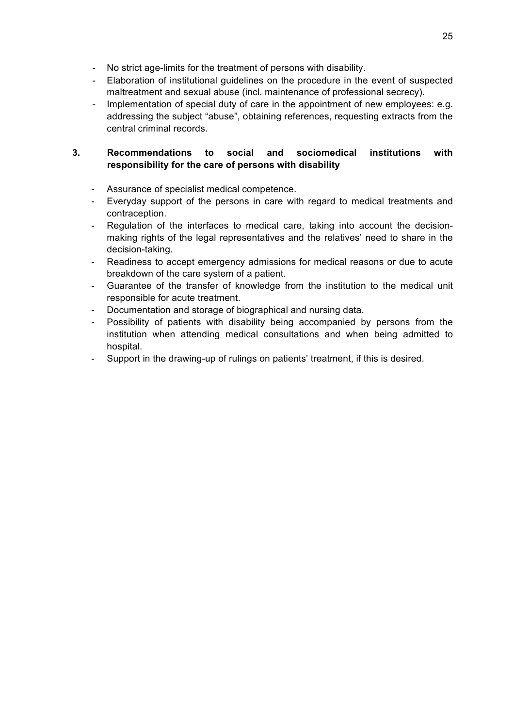- No strict age-limits for the treatment of persons with disability.
- Elaboration of institutional guidelines on the procedure in the event of suspected maltreatment and sexual abuse (incl. maintenance of professional secrecy).
- Implementation of special duty of care in the appointment of new employees: e.g. addressing the subject “abuse”, obtaining references, requesting extracts from the central criminal records.

## 3. Recommendations to social and sociomedical institutions with responsibility for the care of persons with disability

- Assurance of specialist medical competence.
- Everyday support of the persons in care with regard to medical treatments and contraception.
- Regulation of the interfaces to medical care, taking into account the decision-making rights of the legal representatives and the relatives’ need to share in the decision-taking.
- Readiness to accept emergency admissions for medical reasons or due to acute breakdown of the care system of a patient.
- Guarantee of the transfer of knowledge from the institution to the medical unit responsible for acute treatment.
- Documentation and storage of biographical and nursing data.
- Possibility of patients with disability being accompanied by persons from the institution when attending medical consultations and when being admitted to hospital.
- Support in the drawing-up of rulings on patients’ treatment, if this is desired.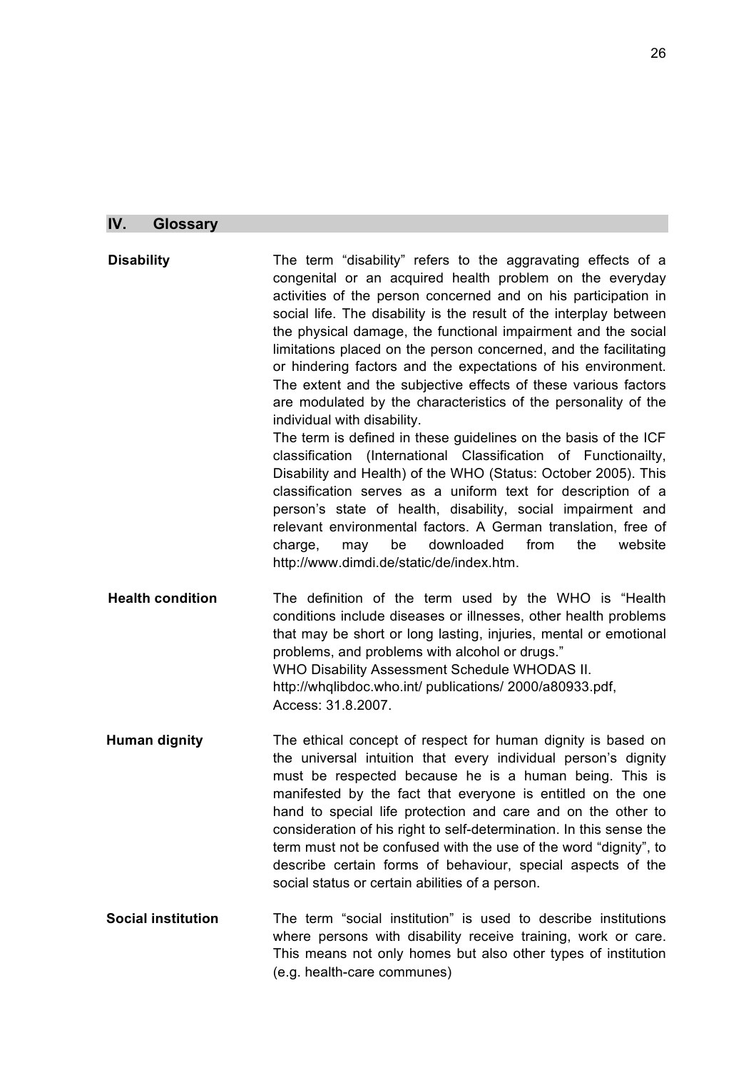## IV. Glossary

**Disability**

The term "disability" refers to the aggravating effects of a congenital or an acquired health problem on the everyday activities of the person concerned and on his participation in social life. The disability is the result of the interplay between the physical damage, the functional impairment and the social limitations placed on the person concerned, and the facilitating or hindering factors and the expectations of his environment. The extent and the subjective effects of these various factors are modulated by the characteristics of the personality of the individual with disability.

The term is defined in these guidelines on the basis of the ICF classification (International Classification of Functionailty, Disability and Health) of the WHO (Status: October 2005). This classification serves as a uniform text for description of a person's state of health, disability, social impairment and relevant environmental factors. A German translation, free of charge, may be downloaded from the website http://www.dimdi.de/static/de/index.htm.

**Health condition**

The definition of the term used by the WHO is "Health conditions include diseases or illnesses, other health problems that may be short or long lasting, injuries, mental or emotional problems, and problems with alcohol or drugs."
WHO Disability Assessment Schedule WHODAS II.
http://whqlibdoc.who.int/ publications/ 2000/a80933.pdf,
Access: 31.8.2007.

**Human dignity**

The ethical concept of respect for human dignity is based on the universal intuition that every individual person's dignity must be respected because he is a human being. This is manifested by the fact that everyone is entitled on the one hand to special life protection and care and on the other to consideration of his right to self-determination. In this sense the term must not be confused with the use of the word "dignity", to describe certain forms of behaviour, special aspects of the social status or certain abilities of a person.

**Social institution**

The term "social institution" is used to describe institutions where persons with disability receive training, work or care. This means not only homes but also other types of institution (e.g. health-care communes)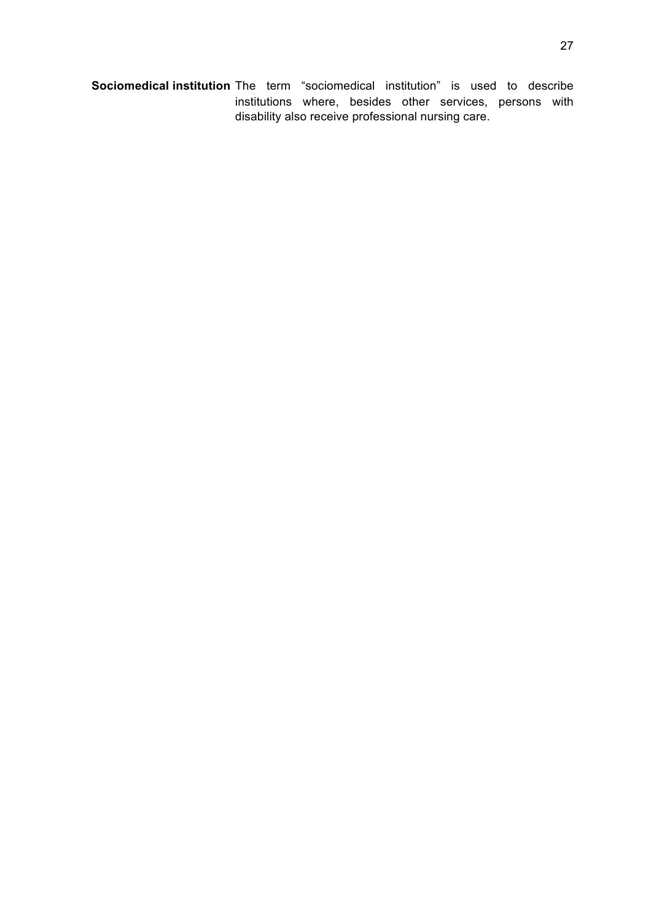**Sociomedical institution** The term “sociomedical institution” is used to describe institutions where, besides other services, persons with disability also receive professional nursing care.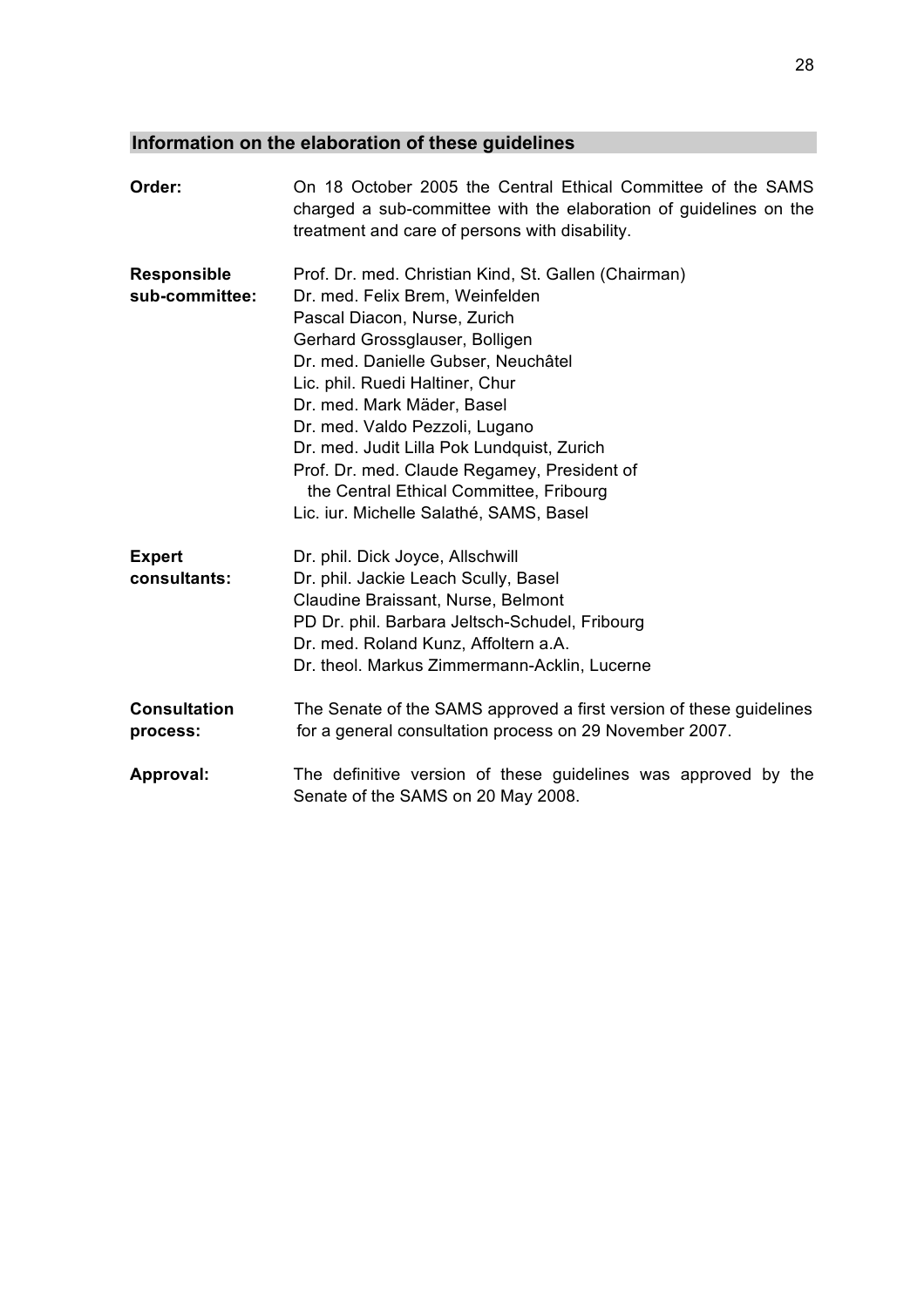## Information on the elaboration of these guidelines

**Order:** On 18 October 2005 the Central Ethical Committee of the SAMS charged a sub-committee with the elaboration of guidelines on the treatment and care of persons with disability.

**Responsible sub-committee:**
Prof. Dr. med. Christian Kind, St. Gallen (Chairman)
Dr. med. Felix Brem, Weinfelden
Pascal Diacon, Nurse, Zurich
Gerhard Grossglauser, Bolligen
Dr. med. Danielle Gubser, Neuchâtel
Lic. phil. Ruedi Haltiner, Chur
Dr. med. Mark Mäder, Basel
Dr. med. Valdo Pezzoli, Lugano
Dr. med. Judit Lilla Pok Lundquist, Zurich
Prof. Dr. med. Claude Regamey, President of the Central Ethical Committee, Fribourg
Lic. iur. Michelle Salathé, SAMS, Basel

**Expert consultants:**
Dr. phil. Dick Joyce, Allschwill
Dr. phil. Jackie Leach Scully, Basel
Claudine Braissant, Nurse, Belmont
PD Dr. phil. Barbara Jeltsch-Schudel, Fribourg
Dr. med. Roland Kunz, Affoltern a.A.
Dr. theol. Markus Zimmermann-Acklin, Lucerne

**Consultation process:** The Senate of the SAMS approved a first version of these guidelines for a general consultation process on 29 November 2007.

**Approval:** The definitive version of these guidelines was approved by the Senate of the SAMS on 20 May 2008.